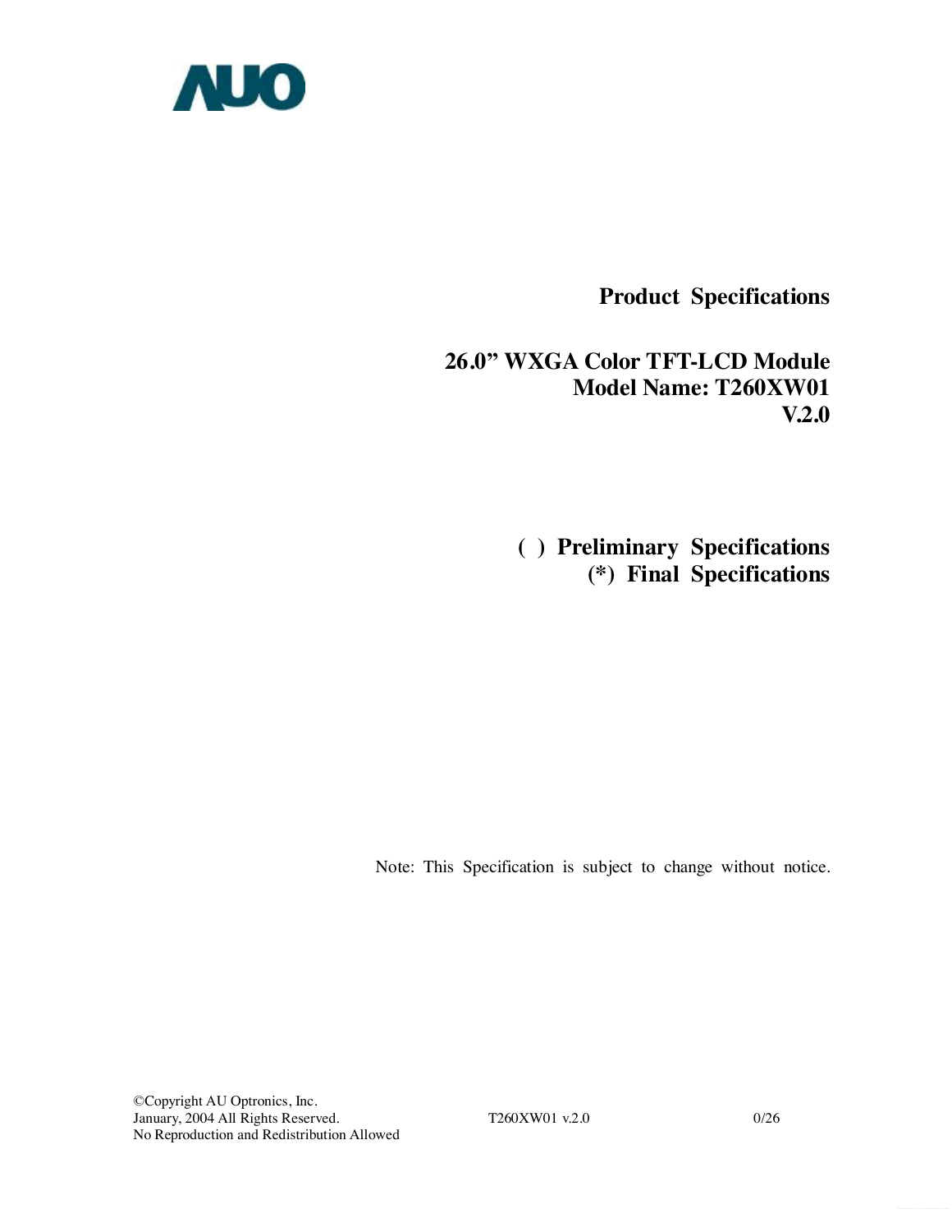AUO

# Product Specifications

## 26.0" WXGA Color TFT-LCD Module
## Model Name: T260XW01
## V.2.0

( ) Preliminary Specifications
(*) Final Specifications

Note: This Specification is subject to change without notice.

©Copyright AU Optronics, Inc.
January, 2004 All Rights Reserved.
No Reproduction and Redistribution Allowed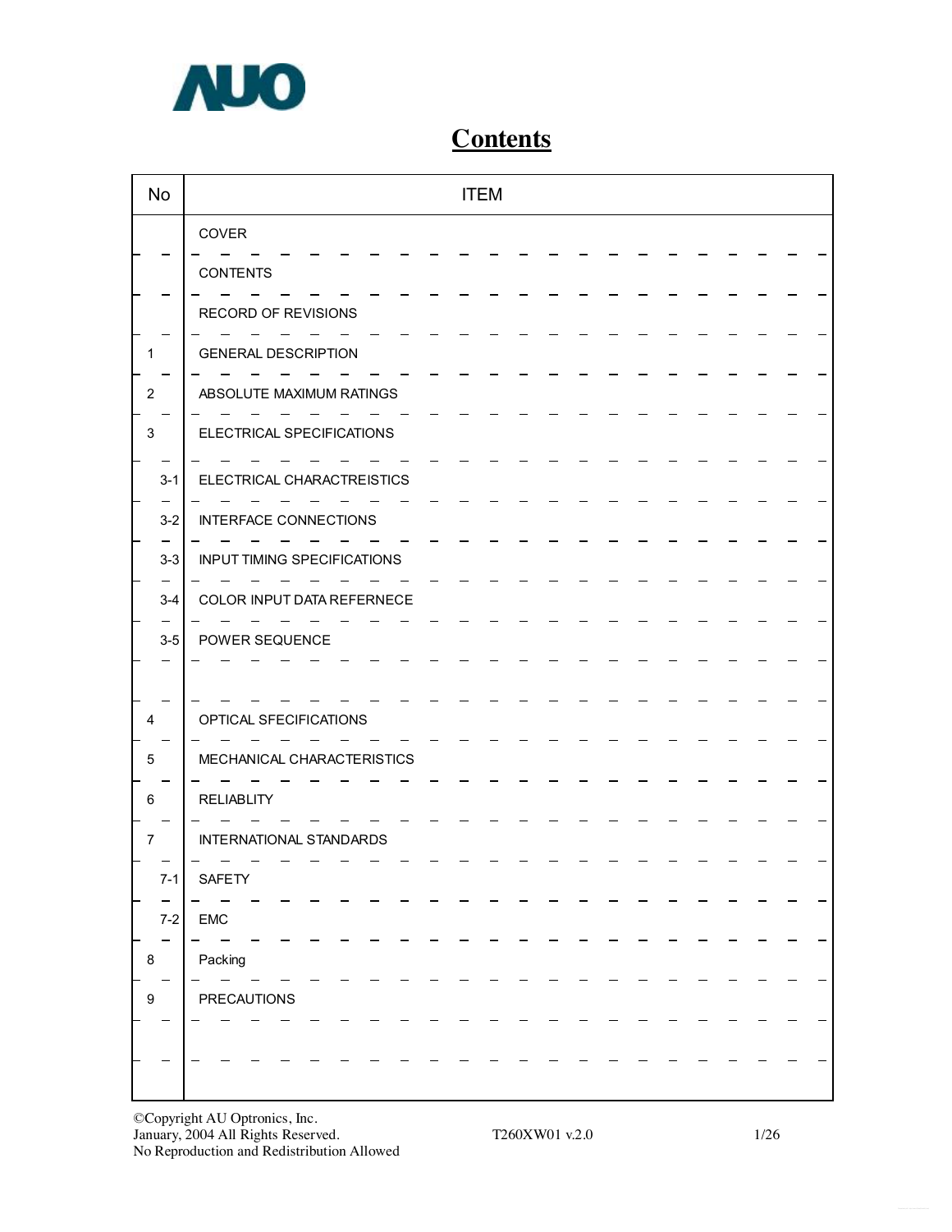# Contents

| No | ITEM |
|---|---|
| | COVER |
| | CONTENTS |
| | RECORD OF REVISIONS |
| 1 | GENERAL DESCRIPTION |
| 2 | ABSOLUTE MAXIMUM RATINGS |
| 3 | ELECTRICAL SPECIFICATIONS |
| 3-1 | ELECTRICAL CHARACTREISTICS |
| 3-2 | INTERFACE CONNECTIONS |
| 3-3 | INPUT TIMING SPECIFICATIONS |
| 3-4 | COLOR INPUT DATA REFERNECE |
| 3-5 | POWER SEQUENCE |
| | |
| 4 | OPTICAL SFECIFICATIONS |
| 5 | MECHANICAL CHARACTERISTICS |
| 6 | RELIABLITY |
| 7 | INTERNATIONAL STANDARDS |
| 7-1 | SAFETY |
| 7-2 | EMC |
| 8 | Packing |
| 9 | PRECAUTIONS |
| | |
| | |

©Copyright AU Optronics, Inc.
January, 2004 All Rights Reserved.
No Reproduction and Redistribution Allowed

T260XW01 v.2.0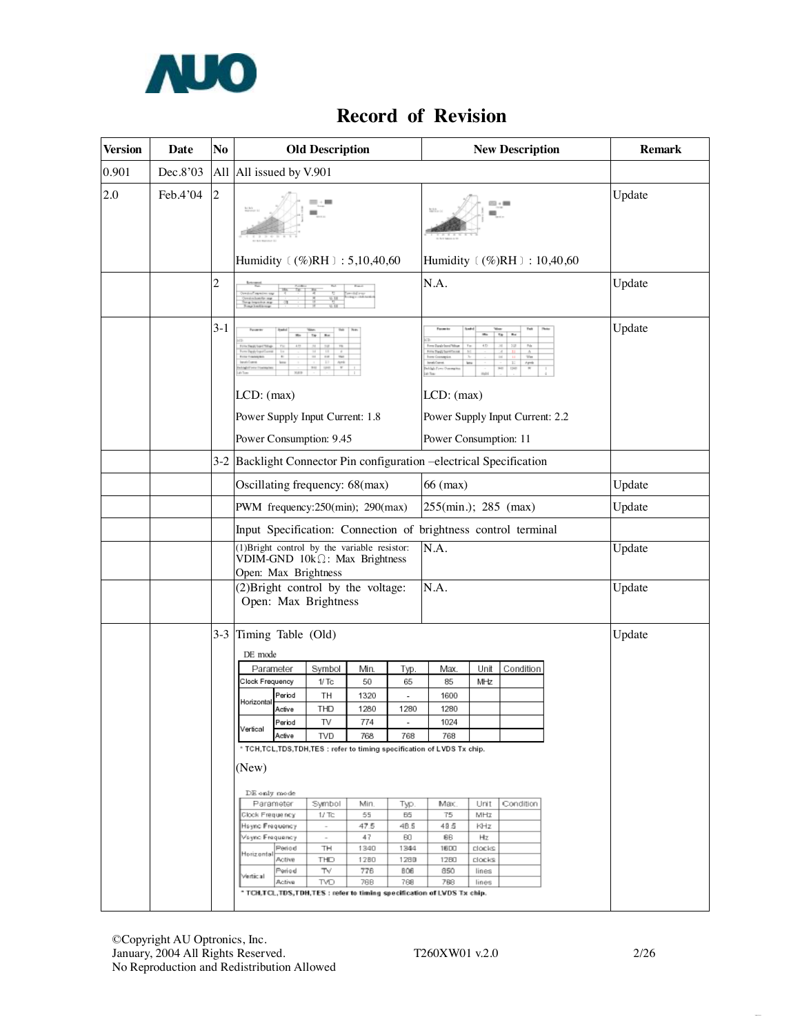# Record of Revision

| Version | Date | No | Old Description | New Description | Remark |
|---|---|---|---|---|---|
| 0.901 | Dec.8'03 | All | All issued by V.901 | | |
| 2.0 | Feb.4'04 | 2 | Humidity〔(%)RH〕: 5,10,40,60 | Humidity〔(%)RH〕: 10,40,60 | Update |
| | | 2 | | N.A. | Update |
| | | 3-1 | LCD: (max)<br>Power Supply Input Current: 1.8<br>Power Consumption: 9.45 | LCD: (max)<br>Power Supply Input Current: 2.2<br>Power Consumption: 11 | Update |
| | | 3-2 | Backlight Connector Pin configuration –electrical Specification | | |
| | | | Oscillating frequency: 68(max) | 66 (max) | Update |
| | | | PWM frequency:250(min); 290(max) | 255(min.); 285 (max) | Update |
| | | | Input Specification: Connection of brightness control terminal | | |
| | | | (1)Bright control by the variable resistor: VDIM-GND 10kΩ: Max Brightness<br>Open: Max Brightness | N.A. | Update |
| | | | (2)Bright control by the voltage:<br>Open: Max Brightness | N.A. | Update |
| | | 3-3 | Timing Table (Old) | | Update |

(Old)

DE mode

| Parameter | | Symbol | Min. | Typ. | Max. | Unit | Condition |
|---|---|---|---|---|---|---|---|
| Clock Frequency | | 1/ Tc | 50 | 65 | 85 | MHz | |
| Horizontal | Period | TH | 1320 | - | 1600 | | |
| | Active | THD | 1280 | 1280 | 1280 | | |
| Vertical | Period | TV | 774 | - | 1024 | | |
| | Active | TVD | 768 | 768 | 768 | | |

* TCH,TCL,TDS,TDH,TES : refer to timing specification of LVDS Tx chip.

(New)

DE only mode

| Parameter | | Symbol | Min. | Typ. | Max. | Unit | Condition |
|---|---|---|---|---|---|---|---|
| Clock Frequency | | 1/ Tc | 55 | 65 | 75 | MHz | |
| Hsync Frequency | | - | 47.5 | 48.5 | 49.5 | KHz | |
| Vsync Frequency | | - | 47 | 60 | 66 | Hz | |
| Horizontal | Period | TH | 1340 | 1344 | 1600 | clocks | |
| | Active | THD | 1280 | 1280 | 1280 | clocks | |
| Vertical | Period | TV | 776 | 806 | 850 | lines | |
| | Active | TVD | 768 | 768 | 768 | lines | |

* TCH,TCL,TDS,TDH,TES : refer to timing specification of LVDS Tx chip.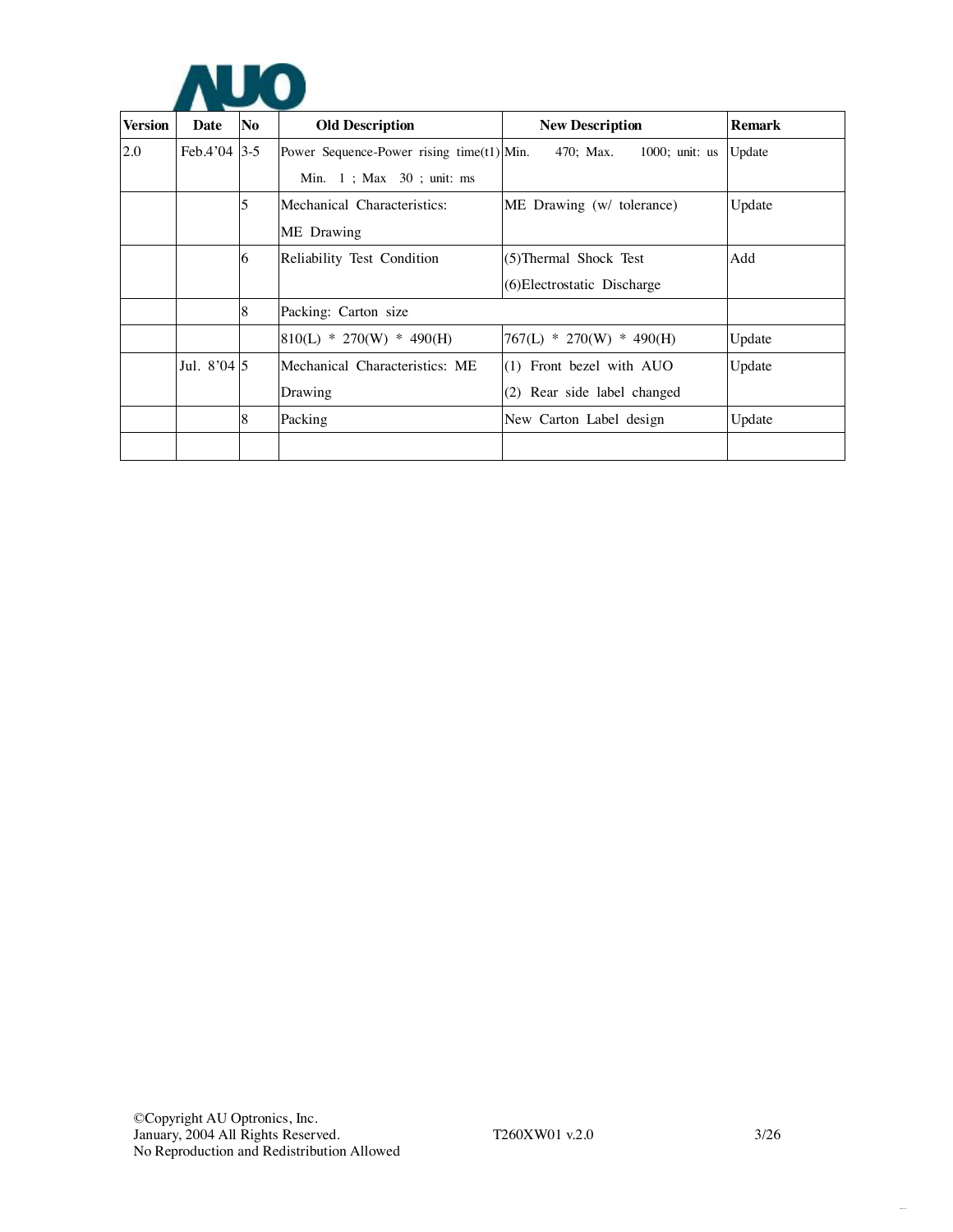| Version | Date | No | Old Description | New Description | Remark |
|---|---|---|---|---|---|
| 2.0 | Feb.4'04 | 3-5 | Power Sequence-Power rising time(t1) Min. 1 ; Max 30 ; unit: ms | Min. 470; Max. 1000; unit: us | Update |
| | | 5 | Mechanical Characteristics: ME Drawing | ME Drawing (w/ tolerance) | Update |
| | | 6 | Reliability Test Condition | (5)Thermal Shock Test (6)Electrostatic Discharge | Add |
| | | 8 | Packing: Carton size | | |
| | | | 810(L) * 270(W) * 490(H) | 767(L) * 270(W) * 490(H) | Update |
| | Jul. 8'04 | 5 | Mechanical Characteristics: ME Drawing | (1) Front bezel with AUO (2) Rear side label changed | Update |
| | | 8 | Packing | New Carton Label design | Update |
| | | | | | |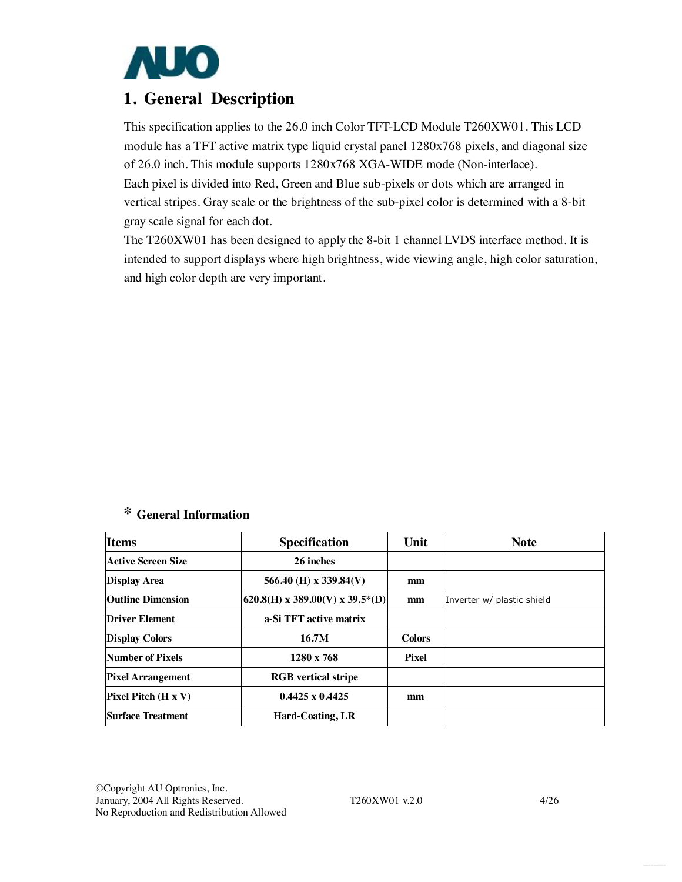# 1. General Description

This specification applies to the 26.0 inch Color TFT-LCD Module T260XW01. This LCD module has a TFT active matrix type liquid crystal panel 1280x768 pixels, and diagonal size of 26.0 inch. This module supports 1280x768 XGA-WIDE mode (Non-interlace).
Each pixel is divided into Red, Green and Blue sub-pixels or dots which are arranged in vertical stripes. Gray scale or the brightness of the sub-pixel color is determined with a 8-bit gray scale signal for each dot.
The T260XW01 has been designed to apply the 8-bit 1 channel LVDS interface method. It is intended to support displays where high brightness, wide viewing angle, high color saturation, and high color depth are very important.

## * General Information

| Items | Specification | Unit | Note |
|---|---|---|---|
| Active Screen Size | 26 inches | | |
| Display Area | 566.40 (H) x 339.84(V) | mm | |
| Outline Dimension | 620.8(H) x 389.00(V) x 39.5*(D) | mm | Inverter w/ plastic shield |
| Driver Element | a-Si TFT active matrix | | |
| Display Colors | 16.7M | Colors | |
| Number of Pixels | 1280 x 768 | Pixel | |
| Pixel Arrangement | RGB vertical stripe | | |
| Pixel Pitch (H x V) | 0.4425 x 0.4425 | mm | |
| Surface Treatment | Hard-Coating, LR | | |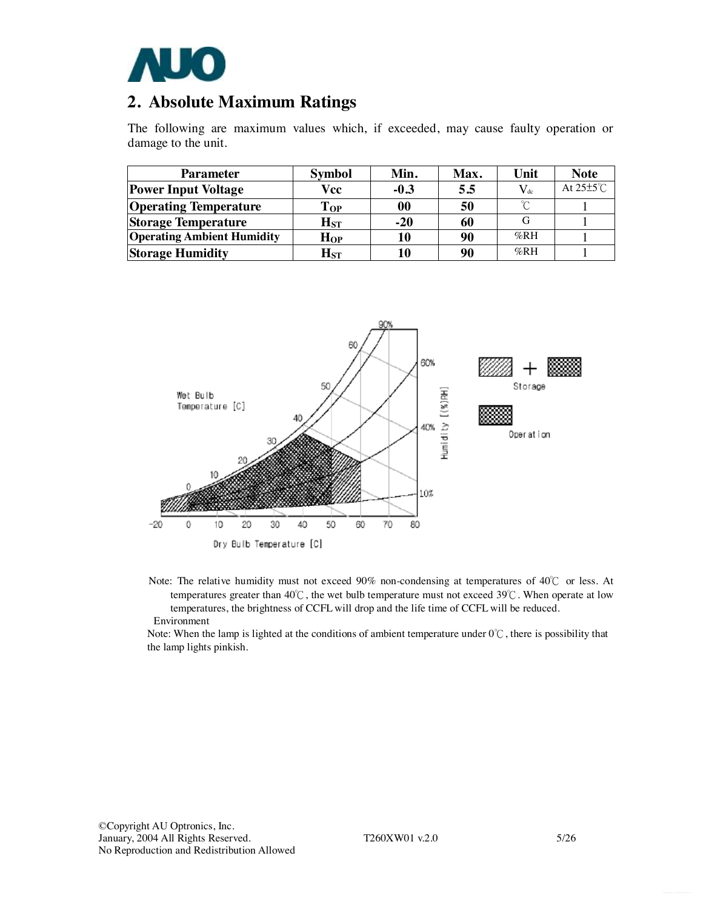## 2. Absolute Maximum Ratings

The following are maximum values which, if exceeded, may cause faulty operation or damage to the unit.

| Parameter | Symbol | Min. | Max. | Unit | Note |
|---|---|---|---|---|---|
| Power Input Voltage | Vcc | -0.3 | 5.5 | $V_{dc}$ | At 25±5℃ |
| Operating Temperature | $T_{OP}$ | 00 | 50 | ℃ | 1 |
| Storage Temperature | $H_{ST}$ | -20 | 60 | G | 1 |
| Operating Ambient Humidity | $H_{OP}$ | 10 | 90 | %RH | 1 |
| Storage Humidity | $H_{ST}$ | 10 | 90 | %RH | 1 |

Note: The relative humidity must not exceed 90% non-condensing at temperatures of 40℃ or less. At temperatures greater than 40℃, the wet bulb temperature must not exceed 39℃. When operate at low temperatures, the brightness of CCFL will drop and the life time of CCFL will be reduced.

Environment

Note: When the lamp is lighted at the conditions of ambient temperature under 0℃, there is possibility that the lamp lights pinkish.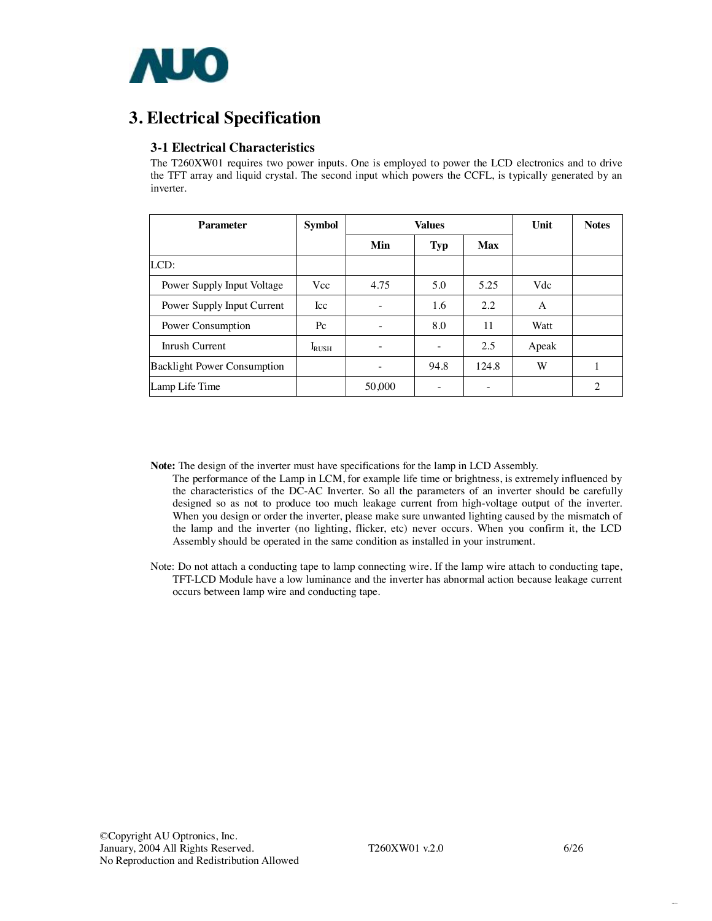# 3. Electrical Specification

## 3-1 Electrical Characteristics

The T260XW01 requires two power inputs. One is employed to power the LCD electronics and to drive the TFT array and liquid crystal. The second input which powers the CCFL, is typically generated by an inverter.

| Parameter | Symbol | Values | | | Unit | Notes |
|---|---|---|---|---|---|---|
| | | Min | Typ | Max | | |
| LCD: | | | | | | |
| Power Supply Input Voltage | Vcc | 4.75 | 5.0 | 5.25 | Vdc | |
| Power Supply Input Current | Icc | - | 1.6 | 2.2 | A | |
| Power Consumption | Pc | - | 8.0 | 11 | Watt | |
| Inrush Current | $I_{RUSH}$ | - | - | 2.5 | Apeak | |
| Backlight Power Consumption | | - | 94.8 | 124.8 | W | 1 |
| Lamp Life Time | | 50,000 | - | - | | 2 |

**Note:** The design of the inverter must have specifications for the lamp in LCD Assembly.
The performance of the Lamp in LCM, for example life time or brightness, is extremely influenced by the characteristics of the DC-AC Inverter. So all the parameters of an inverter should be carefully designed so as not to produce too much leakage current from high-voltage output of the inverter. When you design or order the inverter, please make sure unwanted lighting caused by the mismatch of the lamp and the inverter (no lighting, flicker, etc) never occurs. When you confirm it, the LCD Assembly should be operated in the same condition as installed in your instrument.

Note: Do not attach a conducting tape to lamp connecting wire. If the lamp wire attach to conducting tape, TFT-LCD Module have a low luminance and the inverter has abnormal action because leakage current occurs between lamp wire and conducting tape.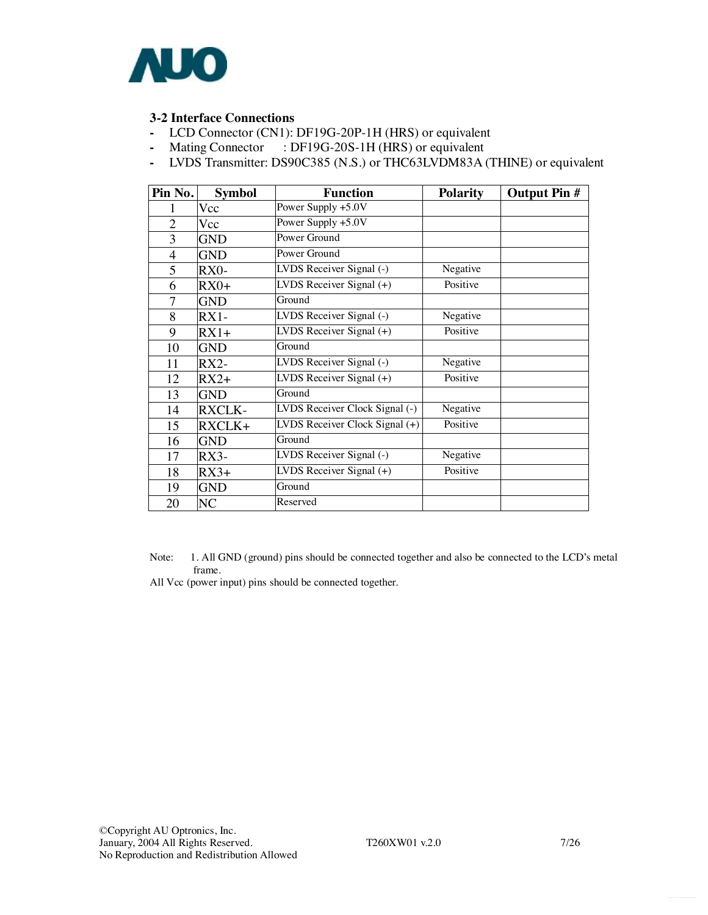### 3-2 Interface Connections

- LCD Connector (CN1): DF19G-20P-1H (HRS) or equivalent
- Mating Connector : DF19G-20S-1H (HRS) or equivalent
- LVDS Transmitter: DS90C385 (N.S.) or THC63LVDM83A (THINE) or equivalent

| Pin No. | Symbol | Function | Polarity | Output Pin # |
|---|---|---|---|---|
| 1 | Vcc | Power Supply +5.0V | | |
| 2 | Vcc | Power Supply +5.0V | | |
| 3 | GND | Power Ground | | |
| 4 | GND | Power Ground | | |
| 5 | RX0- | LVDS Receiver Signal (-) | Negative | |
| 6 | RX0+ | LVDS Receiver Signal (+) | Positive | |
| 7 | GND | Ground | | |
| 8 | RX1- | LVDS Receiver Signal (-) | Negative | |
| 9 | RX1+ | LVDS Receiver Signal (+) | Positive | |
| 10 | GND | Ground | | |
| 11 | RX2- | LVDS Receiver Signal (-) | Negative | |
| 12 | RX2+ | LVDS Receiver Signal (+) | Positive | |
| 13 | GND | Ground | | |
| 14 | RXCLK- | LVDS Receiver Clock Signal (-) | Negative | |
| 15 | RXCLK+ | LVDS Receiver Clock Signal (+) | Positive | |
| 16 | GND | Ground | | |
| 17 | RX3- | LVDS Receiver Signal (-) | Negative | |
| 18 | RX3+ | LVDS Receiver Signal (+) | Positive | |
| 19 | GND | Ground | | |
| 20 | NC | Reserved | | |

Note: 1. All GND (ground) pins should be connected together and also be connected to the LCD's metal frame.

All Vcc (power input) pins should be connected together.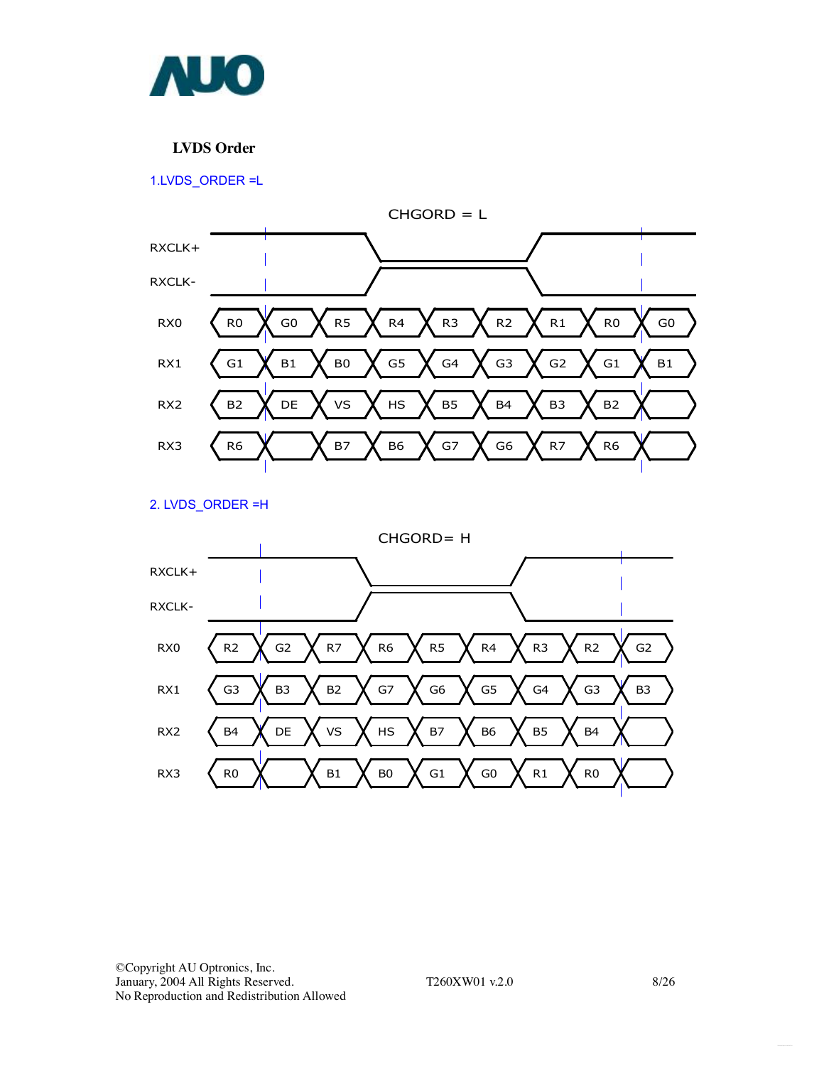## LVDS Order

1.LVDS_ORDER =L

CHGORD = L

| Signal | | | | | | | | | |
|---|---|---|---|---|---|---|---|---|---|
| RX0 | R0 | G0 | R5 | R4 | R3 | R2 | R1 | R0 | G0 |
| RX1 | G1 | B1 | B0 | G5 | G4 | G3 | G2 | G1 | B1 |
| RX2 | B2 | DE | VS | HS | B5 | B4 | B3 | B2 | |
| RX3 | R6 | | B7 | B6 | G7 | G6 | R7 | R6 | |

2. LVDS_ORDER =H

CHGORD= H

| Signal | | | | | | | | | |
|---|---|---|---|---|---|---|---|---|---|
| RX0 | R2 | G2 | R7 | R6 | R5 | R4 | R3 | R2 | G2 |
| RX1 | G3 | B3 | B2 | G7 | G6 | G5 | G4 | G3 | B3 |
| RX2 | B4 | DE | VS | HS | B7 | B6 | B5 | B4 | |
| RX3 | R0 | | B1 | B0 | G1 | G0 | R1 | R0 | |

©Copyright AU Optronics, Inc.
January, 2004 All Rights Reserved.
No Reproduction and Redistribution Allowed

T260XW01 v.2.0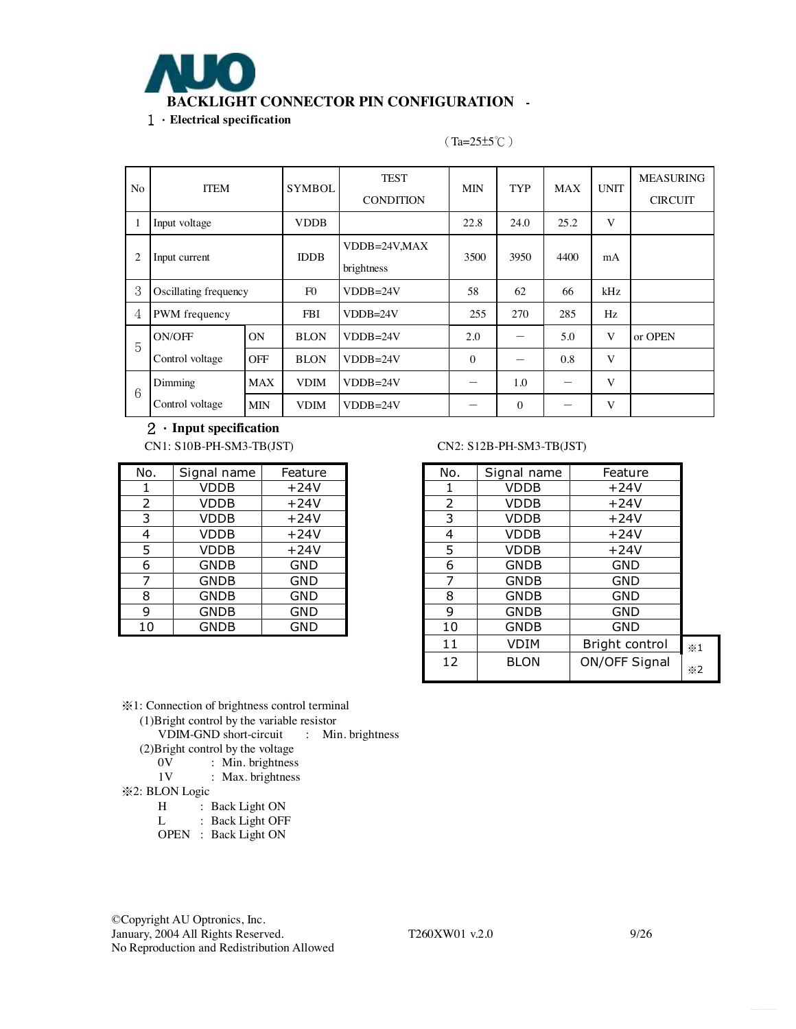# BACKLIGHT CONNECTOR PIN CONFIGURATION -

## 1 · Electrical specification

（Ta=25±5℃）

| No | ITEM | | SYMBOL | TEST CONDITION | MIN | TYP | MAX | UNIT | MEASURING CIRCUIT |
|---|---|---|---|---|---|---|---|---|---|
| 1 | Input voltage | | VDDB | | 22.8 | 24.0 | 25.2 | V | |
| 2 | Input current | | IDDB | VDDB=24V,MAX brightness | 3500 | 3950 | 4400 | mA | |
| 3 | Oscillating frequency | | F0 | VDDB=24V | 58 | 62 | 66 | kHz | |
| 4 | PWM frequency | | FBI | VDDB=24V | 255 | 270 | 285 | Hz | |
| 5 | ON/OFF Control voltage | ON | BLON | VDDB=24V | 2.0 | — | 5.0 | V | or OPEN |
| | | OFF | BLON | VDDB=24V | 0 | — | 0.8 | V | |
| 6 | Dimming Control voltage | MAX | VDIM | VDDB=24V | — | 1.0 | — | V | |
| | | MIN | VDIM | VDDB=24V | — | 0 | — | V | |

## 2 · Input specification

CN1: S10B-PH-SM3-TB(JST)

| No. | Signal name | Feature |
|---|---|---|
| 1 | VDDB | +24V |
| 2 | VDDB | +24V |
| 3 | VDDB | +24V |
| 4 | VDDB | +24V |
| 5 | VDDB | +24V |
| 6 | GNDB | GND |
| 7 | GNDB | GND |
| 8 | GNDB | GND |
| 9 | GNDB | GND |
| 10 | GNDB | GND |

CN2: S12B-PH-SM3-TB(JST)

| No. | Signal name | Feature | |
|---|---|---|---|
| 1 | VDDB | +24V | |
| 2 | VDDB | +24V | |
| 3 | VDDB | +24V | |
| 4 | VDDB | +24V | |
| 5 | VDDB | +24V | |
| 6 | GNDB | GND | |
| 7 | GNDB | GND | |
| 8 | GNDB | GND | |
| 9 | GNDB | GND | |
| 10 | GNDB | GND | |
| 11 | VDIM | Bright control | ※1 |
| 12 | BLON | ON/OFF Signal | ※2 |

※1: Connection of brightness control terminal

(1)Bright control by the variable resistor

VDIM-GND short-circuit : Min. brightness

(2)Bright control by the voltage

0V : Min. brightness

1V : Max. brightness

※2: BLON Logic

H : Back Light ON

L : Back Light OFF

OPEN : Back Light ON

©Copyright AU Optronics, Inc.
January, 2004 All Rights Reserved. T260XW01 v.2.0
No Reproduction and Redistribution Allowed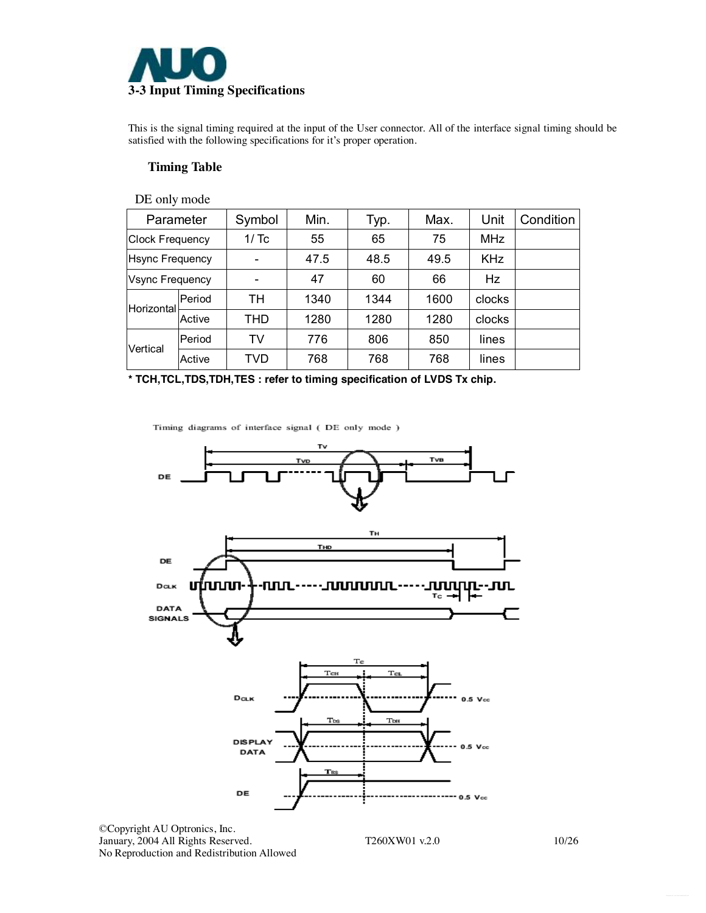## 3-3 Input Timing Specifications

This is the signal timing required at the input of the User connector. All of the interface signal timing should be satisfied with the following specifications for it's proper operation.

### Timing Table

DE only mode

| Parameter | | Symbol | Min. | Typ. | Max. | Unit | Condition |
|---|---|---|---|---|---|---|---|
| Clock Frequency | | 1/ Tc | 55 | 65 | 75 | MHz | |
| Hsync Frequency | | - | 47.5 | 48.5 | 49.5 | KHz | |
| Vsync Frequency | | - | 47 | 60 | 66 | Hz | |
| Horizontal | Period | TH | 1340 | 1344 | 1600 | clocks | |
| | Active | THD | 1280 | 1280 | 1280 | clocks | |
| Vertical | Period | TV | 776 | 806 | 850 | lines | |
| | Active | TVD | 768 | 768 | 768 | lines | |

**\* TCH,TCL,TDS,TDH,TES : refer to timing specification of LVDS Tx chip.**

Timing diagrams of interface signal ( DE only mode )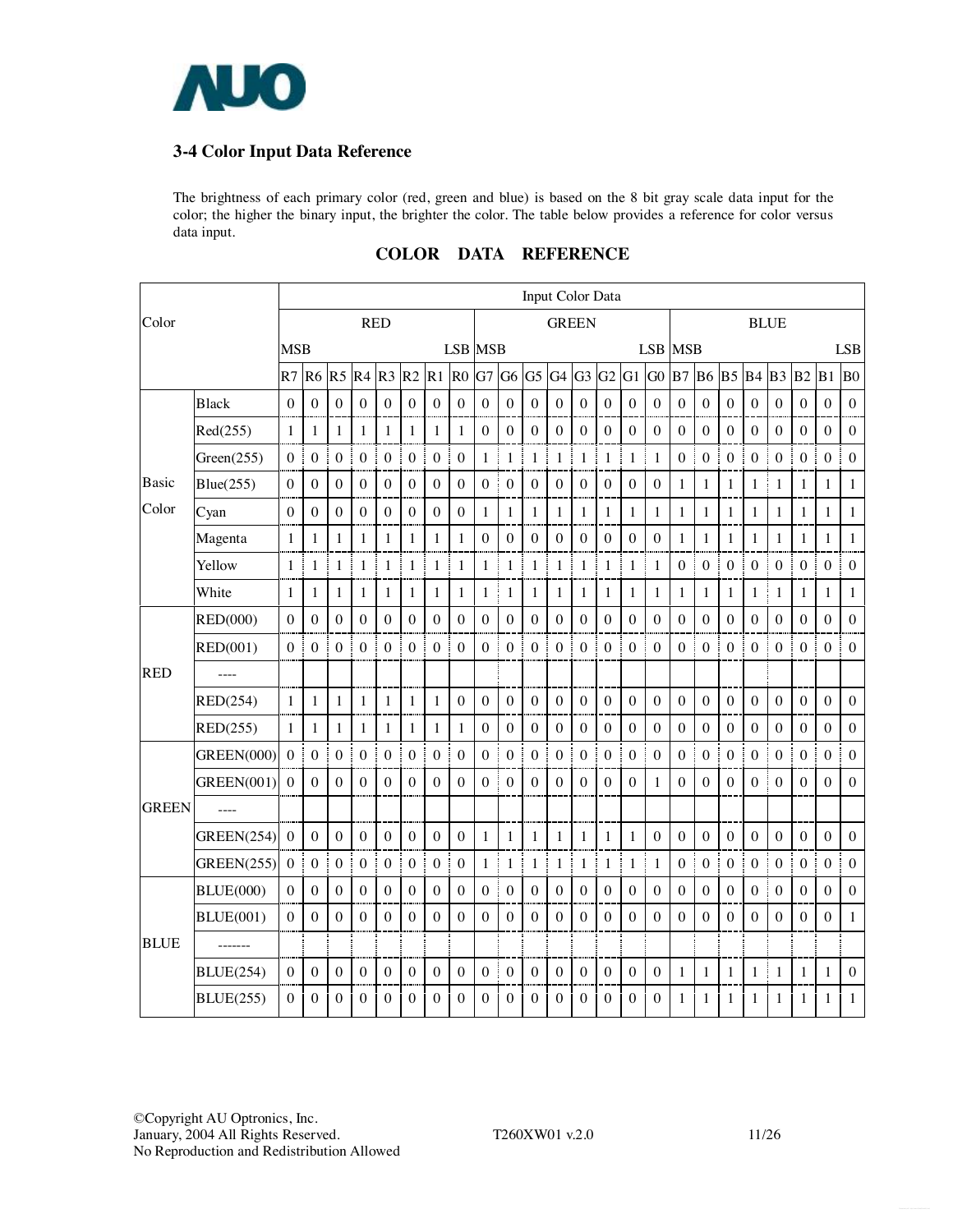## 3-4 Color Input Data Reference

The brightness of each primary color (red, green and blue) is based on the 8 bit gray scale data input for the color; the higher the binary input, the brighter the color. The table below provides a reference for color versus data input.

**COLOR DATA REFERENCE**

| Color | | Input Color Data | | | | | | | | | | | | | | | | | | | | | | | |
|---|---|---|---|---|---|---|---|---|---|---|---|---|---|---|---|---|---|---|---|---|---|---|---|---|---|
| | | RED | | | | | | | | GREEN | | | | | | | | BLUE | | | | | | | |
| | | MSB | | | | | | | LSB | MSB | | | | | | | LSB | MSB | | | | | | | LSB |
| | | R7 | R6 | R5 | R4 | R3 | R2 | R1 | R0 | G7 | G6 | G5 | G4 | G3 | G2 | G1 | G0 | B7 | B6 | B5 | B4 | B3 | B2 | B1 | B0 |
| Basic Color | Black | 0 | 0 | 0 | 0 | 0 | 0 | 0 | 0 | 0 | 0 | 0 | 0 | 0 | 0 | 0 | 0 | 0 | 0 | 0 | 0 | 0 | 0 | 0 | 0 |
| | Red(255) | 1 | 1 | 1 | 1 | 1 | 1 | 1 | 1 | 0 | 0 | 0 | 0 | 0 | 0 | 0 | 0 | 0 | 0 | 0 | 0 | 0 | 0 | 0 | 0 |
| | Green(255) | 0 | 0 | 0 | 0 | 0 | 0 | 0 | 0 | 1 | 1 | 1 | 1 | 1 | 1 | 1 | 1 | 0 | 0 | 0 | 0 | 0 | 0 | 0 | 0 |
| | Blue(255) | 0 | 0 | 0 | 0 | 0 | 0 | 0 | 0 | 0 | 0 | 0 | 0 | 0 | 0 | 0 | 0 | 1 | 1 | 1 | 1 | 1 | 1 | 1 | 1 |
| | Cyan | 0 | 0 | 0 | 0 | 0 | 0 | 0 | 0 | 1 | 1 | 1 | 1 | 1 | 1 | 1 | 1 | 1 | 1 | 1 | 1 | 1 | 1 | 1 | 1 |
| | Magenta | 1 | 1 | 1 | 1 | 1 | 1 | 1 | 1 | 0 | 0 | 0 | 0 | 0 | 0 | 0 | 0 | 1 | 1 | 1 | 1 | 1 | 1 | 1 | 1 |
| | Yellow | 1 | 1 | 1 | 1 | 1 | 1 | 1 | 1 | 1 | 1 | 1 | 1 | 1 | 1 | 1 | 1 | 0 | 0 | 0 | 0 | 0 | 0 | 0 | 0 |
| | White | 1 | 1 | 1 | 1 | 1 | 1 | 1 | 1 | 1 | 1 | 1 | 1 | 1 | 1 | 1 | 1 | 1 | 1 | 1 | 1 | 1 | 1 | 1 | 1 |
| RED | RED(000) | 0 | 0 | 0 | 0 | 0 | 0 | 0 | 0 | 0 | 0 | 0 | 0 | 0 | 0 | 0 | 0 | 0 | 0 | 0 | 0 | 0 | 0 | 0 | 0 |
| | RED(001) | 0 | 0 | 0 | 0 | 0 | 0 | 0 | 0 | 0 | 0 | 0 | 0 | 0 | 0 | 0 | 0 | 0 | 0 | 0 | 0 | 0 | 0 | 0 | 0 |
| | ---- | | | | | | | | | | | | | | | | | | | | | | | | |
| | RED(254) | 1 | 1 | 1 | 1 | 1 | 1 | 1 | 0 | 0 | 0 | 0 | 0 | 0 | 0 | 0 | 0 | 0 | 0 | 0 | 0 | 0 | 0 | 0 | 0 |
| | RED(255) | 1 | 1 | 1 | 1 | 1 | 1 | 1 | 1 | 0 | 0 | 0 | 0 | 0 | 0 | 0 | 0 | 0 | 0 | 0 | 0 | 0 | 0 | 0 | 0 |
| GREEN | GREEN(000) | 0 | 0 | 0 | 0 | 0 | 0 | 0 | 0 | 0 | 0 | 0 | 0 | 0 | 0 | 0 | 0 | 0 | 0 | 0 | 0 | 0 | 0 | 0 | 0 |
| | GREEN(001) | 0 | 0 | 0 | 0 | 0 | 0 | 0 | 0 | 0 | 0 | 0 | 0 | 0 | 0 | 0 | 1 | 0 | 0 | 0 | 0 | 0 | 0 | 0 | 0 |
| | ---- | | | | | | | | | | | | | | | | | | | | | | | | |
| | GREEN(254) | 0 | 0 | 0 | 0 | 0 | 0 | 0 | 0 | 1 | 1 | 1 | 1 | 1 | 1 | 1 | 0 | 0 | 0 | 0 | 0 | 0 | 0 | 0 | 0 |
| | GREEN(255) | 0 | 0 | 0 | 0 | 0 | 0 | 0 | 0 | 1 | 1 | 1 | 1 | 1 | 1 | 1 | 1 | 0 | 0 | 0 | 0 | 0 | 0 | 0 | 0 |
| BLUE | BLUE(000) | 0 | 0 | 0 | 0 | 0 | 0 | 0 | 0 | 0 | 0 | 0 | 0 | 0 | 0 | 0 | 0 | 0 | 0 | 0 | 0 | 0 | 0 | 0 | 0 |
| | BLUE(001) | 0 | 0 | 0 | 0 | 0 | 0 | 0 | 0 | 0 | 0 | 0 | 0 | 0 | 0 | 0 | 0 | 0 | 0 | 0 | 0 | 0 | 0 | 0 | 1 |
| | ------- | | | | | | | | | | | | | | | | | | | | | | | | |
| | BLUE(254) | 0 | 0 | 0 | 0 | 0 | 0 | 0 | 0 | 0 | 0 | 0 | 0 | 0 | 0 | 0 | 0 | 1 | 1 | 1 | 1 | 1 | 1 | 1 | 0 |
| | BLUE(255) | 0 | 0 | 0 | 0 | 0 | 0 | 0 | 0 | 0 | 0 | 0 | 0 | 0 | 0 | 0 | 0 | 1 | 1 | 1 | 1 | 1 | 1 | 1 | 1 |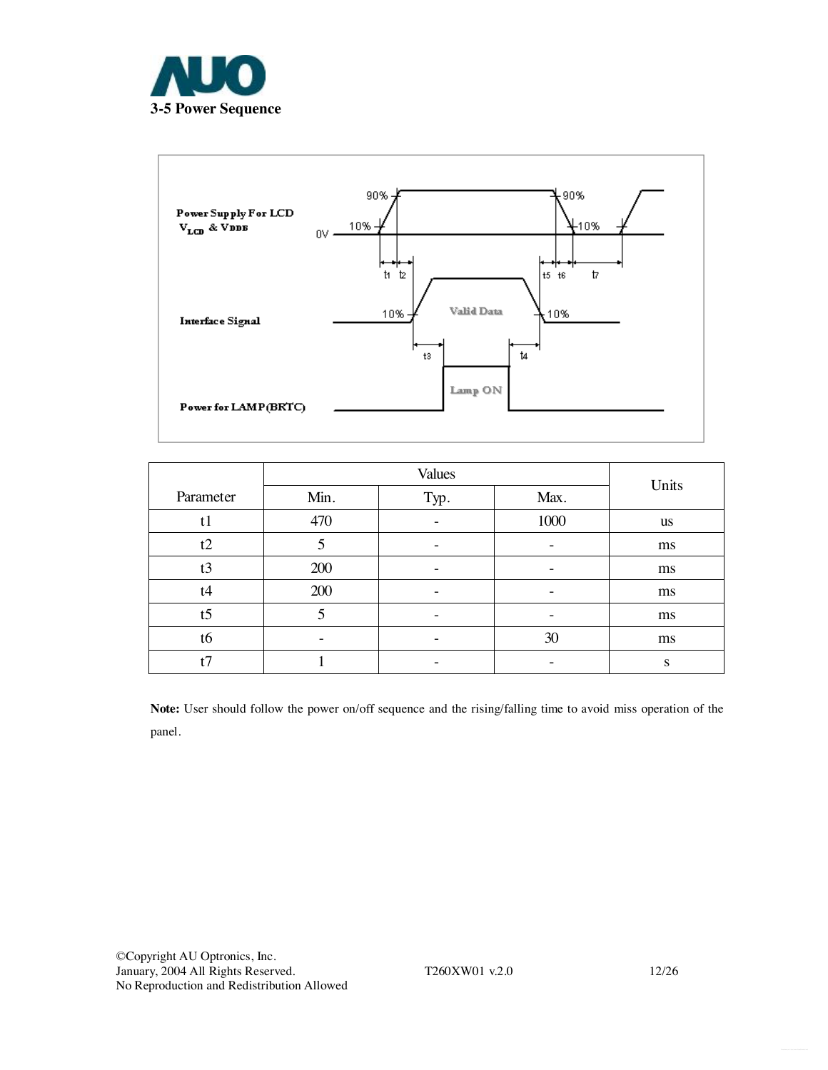### 3-5 Power Sequence

Power Supply For LCD
$V_{LCD}$ & $V_{DDB}$

Interface Signal

Power for LAMP(BRTC)

| Parameter | Values | | | Units |
|---|---|---|---|---|
| | Min. | Typ. | Max. | |
| t1 | 470 | - | 1000 | us |
| t2 | 5 | - | - | ms |
| t3 | 200 | - | - | ms |
| t4 | 200 | - | - | ms |
| t5 | 5 | - | - | ms |
| t6 | - | - | 30 | ms |
| t7 | 1 | - | - | s |

**Note:** User should follow the power on/off sequence and the rising/falling time to avoid miss operation of the panel.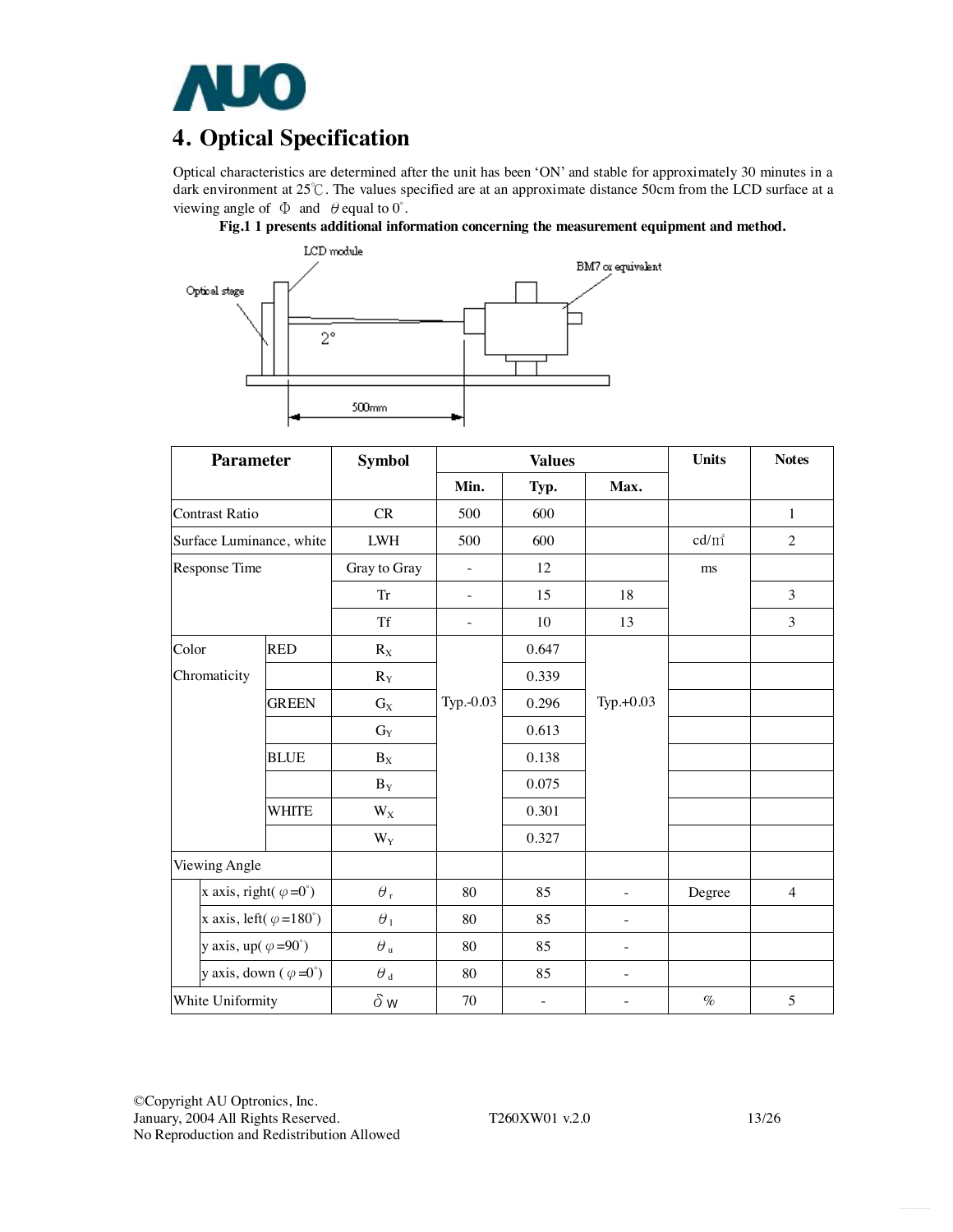# 4. Optical Specification

Optical characteristics are determined after the unit has been 'ON' and stable for approximately 30 minutes in a dark environment at 25℃. The values specified are at an approximate distance 50cm from the LCD surface at a viewing angle of Φ and θ equal to 0°.

**Fig.1 1 presents additional information concerning the measurement equipment and method.**

| Parameter | | Symbol | Values | | | Units | Notes |
|---|---|---|---|---|---|---|---|
| | | | Min. | Typ. | Max. | | |
| Contrast Ratio | | CR | 500 | 600 | | | 1 |
| Surface Luminance, white | | LWH | 500 | 600 | | cd/㎡ | 2 |
| Response Time | | Gray to Gray | - | 12 | | ms | |
| | | Tr | - | 15 | 18 | | 3 |
| | | Tf | - | 10 | 13 | | 3 |
| Color Chromaticity | RED | $R_X$ | Typ.-0.03 | 0.647 | Typ.+0.03 | | |
| | | $R_Y$ | | 0.339 | | | |
| | GREEN | $G_X$ | | 0.296 | | | |
| | | $G_Y$ | | 0.613 | | | |
| | BLUE | $B_X$ | | 0.138 | | | |
| | | $B_Y$ | | 0.075 | | | |
| | WHITE | $W_X$ | | 0.301 | | | |
| | | $W_Y$ | | 0.327 | | | |
| Viewing Angle | | | | | | | |
| | x axis, right( φ=0°) | $\theta_r$ | 80 | 85 | - | Degree | 4 |
| | x axis, left( φ=180°) | $\theta_l$ | 80 | 85 | - | | |
| | y axis, up( φ=90°) | $\theta_u$ | 80 | 85 | - | | |
| | y axis, down ( φ=0°) | $\theta_d$ | 80 | 85 | - | | |
| White Uniformity | | $\delta_W$ | 70 | - | - | % | 5 |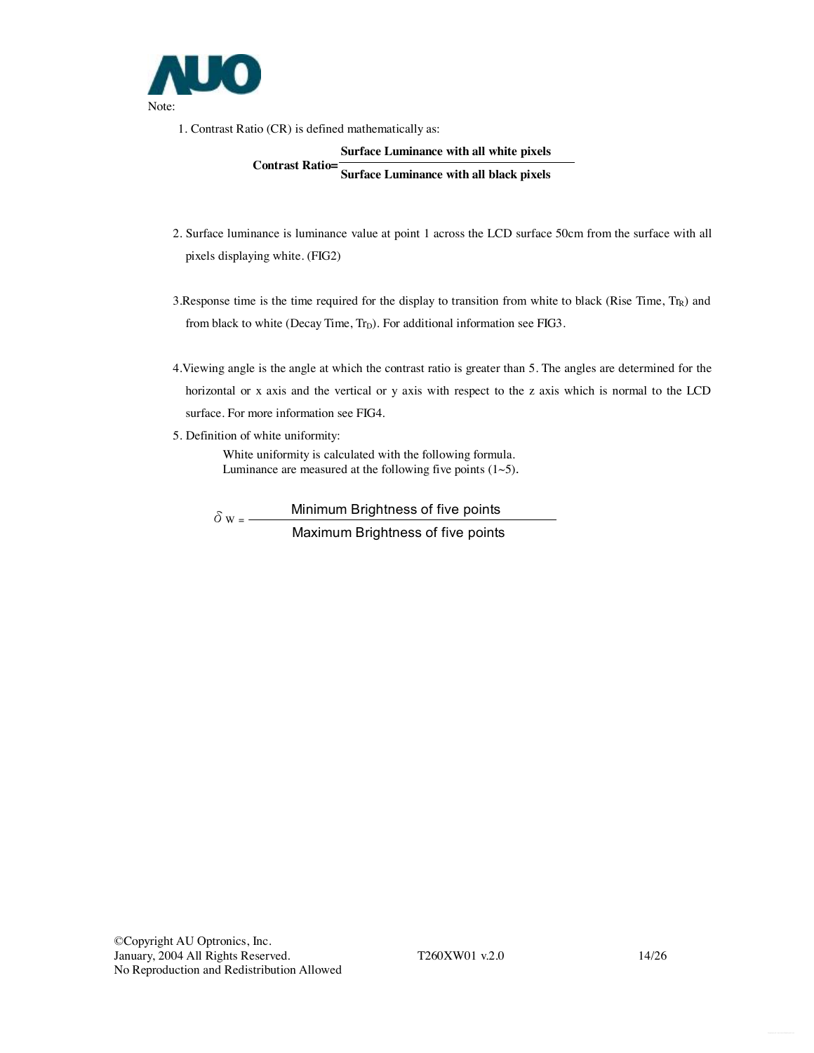Note:

1. Contrast Ratio (CR) is defined mathematically as:

$$\textbf{Contrast Ratio} = \frac{\textbf{Surface Luminance with all white pixels}}{\textbf{Surface Luminance with all black pixels}}$$

2. Surface luminance is luminance value at point 1 across the LCD surface 50cm from the surface with all pixels displaying white. (FIG2)

3. Response time is the time required for the display to transition from white to black (Rise Time, $Tr_R$) and from black to white (Decay Time, $Tr_D$). For additional information see FIG3.

4. Viewing angle is the angle at which the contrast ratio is greater than 5. The angles are determined for the horizontal or x axis and the vertical or y axis with respect to the z axis which is normal to the LCD surface. For more information see FIG4.

5. Definition of white uniformity:

   White uniformity is calculated with the following formula.
   Luminance are measured at the following five points (1~5).

$$\delta_W = \frac{\text{Minimum Brightness of five points}}{\text{Maximum Brightness of five points}}$$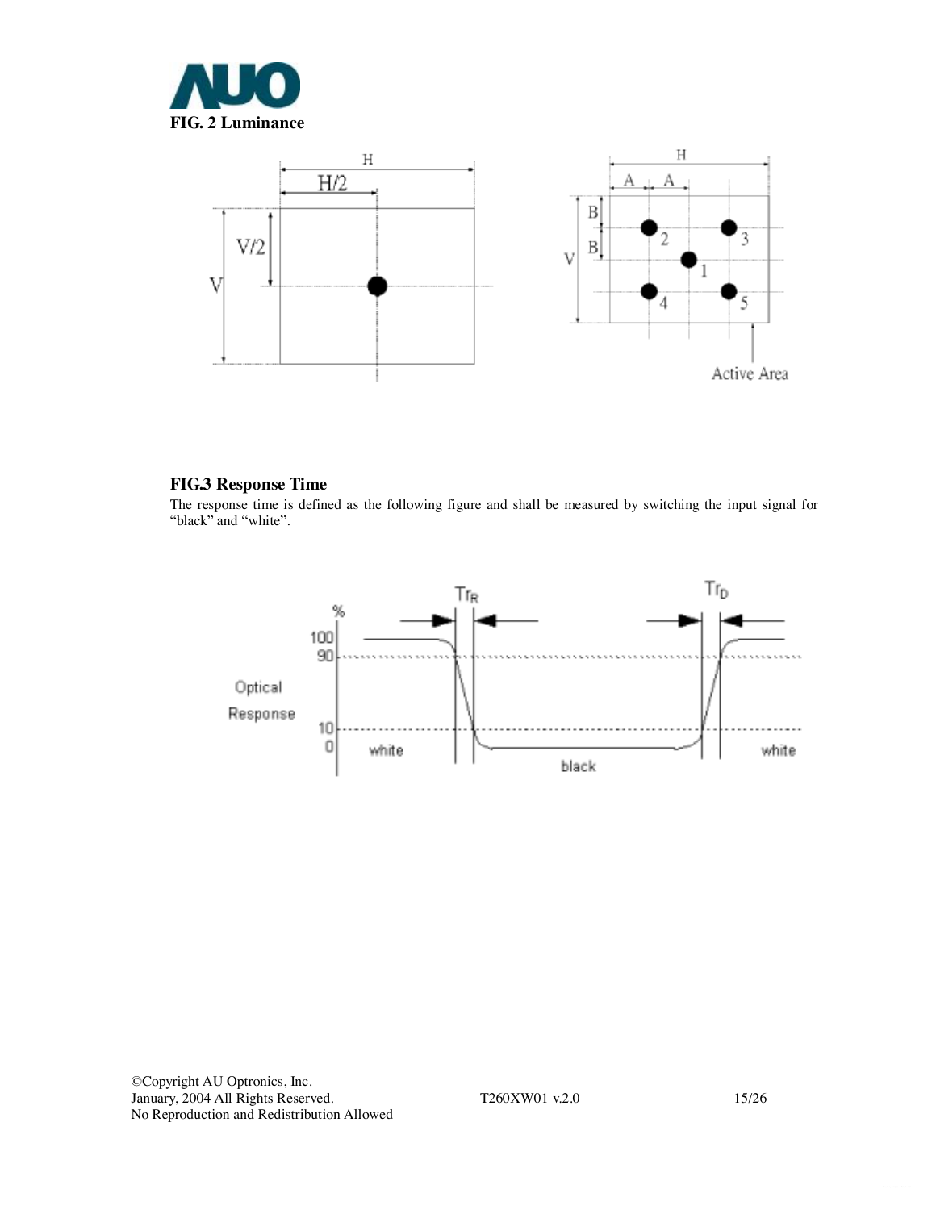**FIG. 2 Luminance**

**FIG.3 Response Time**

The response time is defined as the following figure and shall be measured by switching the input signal for "black" and "white".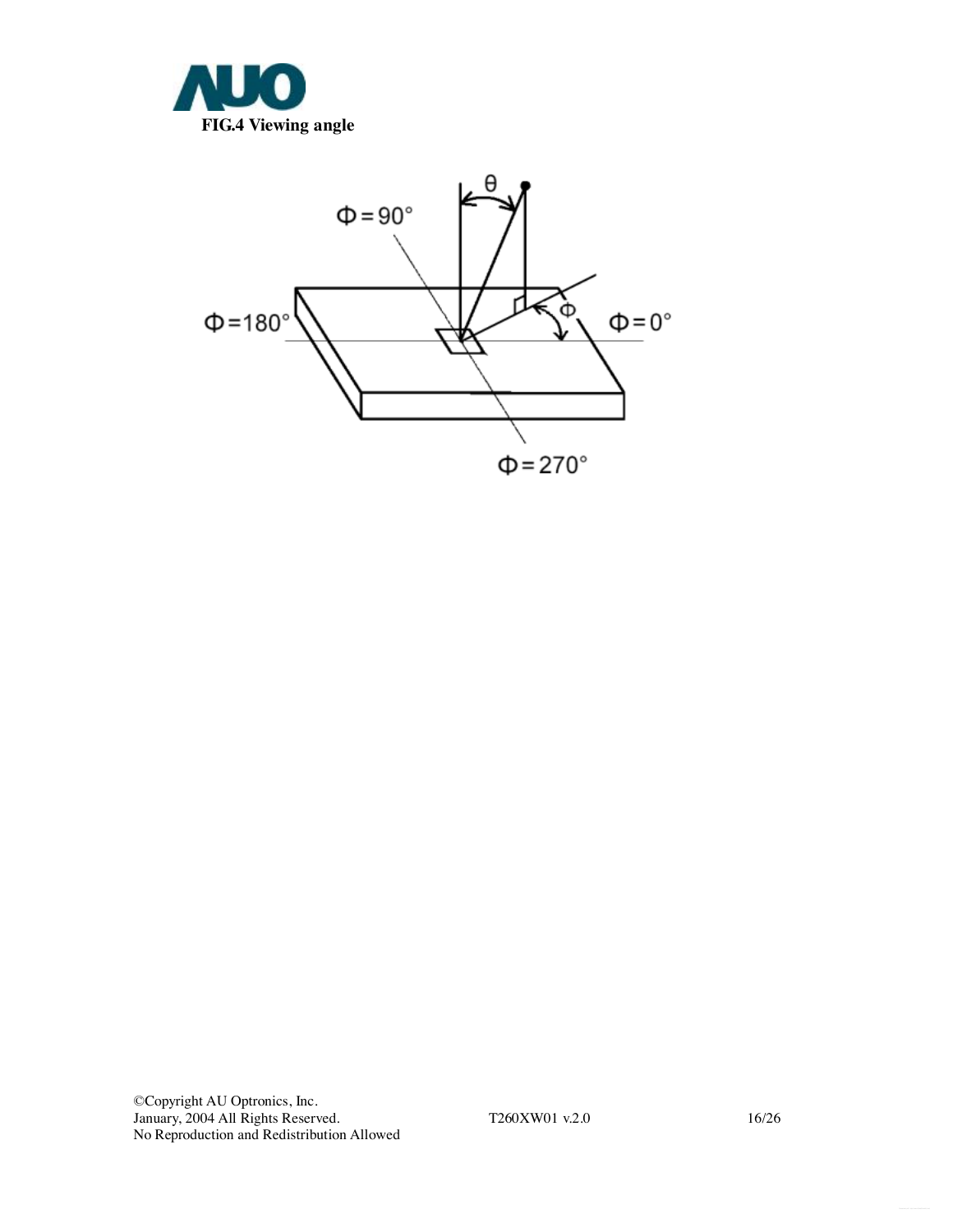**FIG.4 Viewing angle**

Φ=90°

θ

Φ=180°

Φ

Φ=0°

Φ=270°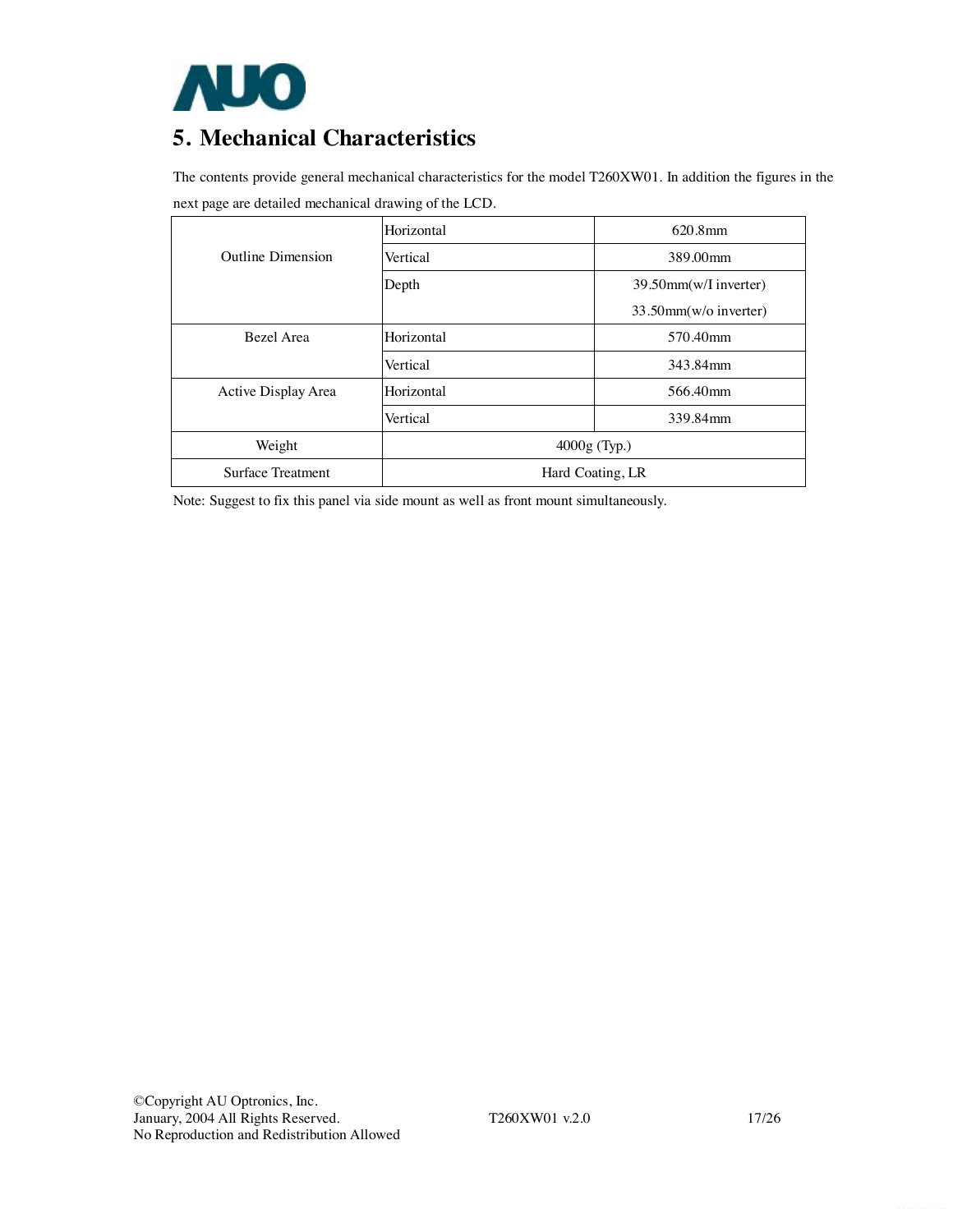# 5. Mechanical Characteristics

The contents provide general mechanical characteristics for the model T260XW01. In addition the figures in the next page are detailed mechanical drawing of the LCD.

| | | |
|---|---|---|
| Outline Dimension | Horizontal | 620.8mm |
| | Vertical | 389.00mm |
| | Depth | 39.50mm(w/I inverter)<br>33.50mm(w/o inverter) |
| Bezel Area | Horizontal | 570.40mm |
| | Vertical | 343.84mm |
| Active Display Area | Horizontal | 566.40mm |
| | Vertical | 339.84mm |
| Weight | 4000g (Typ.) | |
| Surface Treatment | Hard Coating, LR | |

Note: Suggest to fix this panel via side mount as well as front mount simultaneously.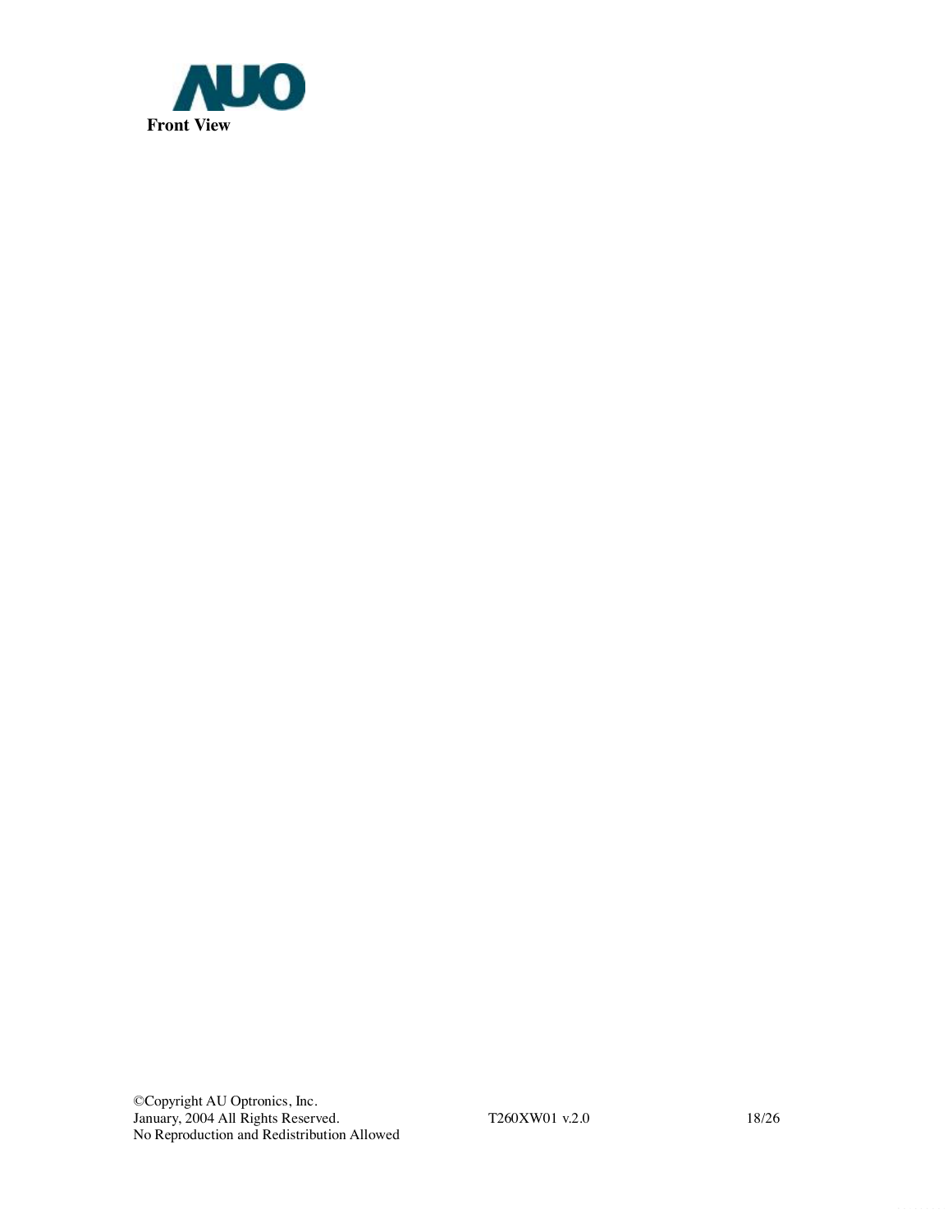**Front View**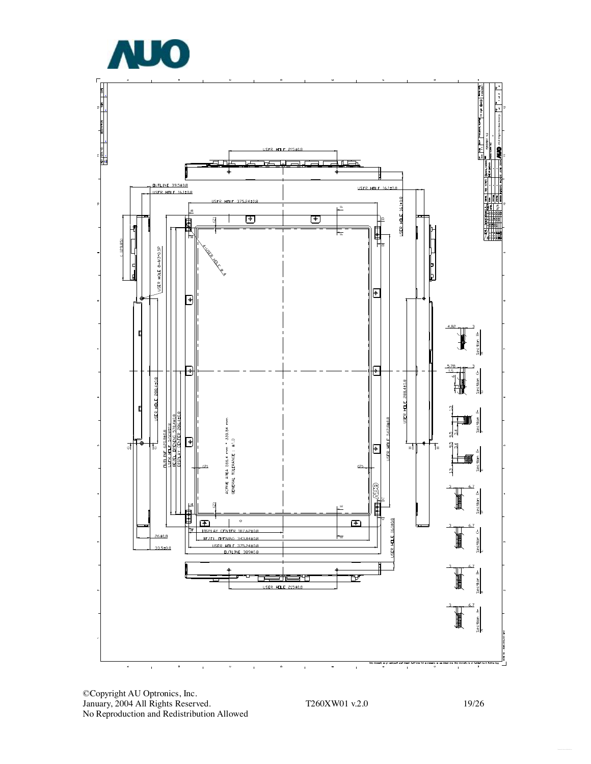USER HOLE 215±0.8

OUTLINE 39.5±0.8

USER HOLE 16.1±0.8

USER HOLE 375.24±0.8

USER HOLE 16.1±0.8

USER HOLE 16.1±0.8

(29.85)

4-USER HOLE Ø 4

USER HOLE 8-M3*0.5P

USER HOLE 288.4±0.8

OUTLINE 620.8±0.8

USER HOLE 572.8±0.8

BEZEL OPENING 578.4±0.8

DISPLAY CENTER 286.4±0.8

ACTIVE AREA 566.4 mm * 339.84 mm

GENERAL TOLERANCE : ±1.0

USER HOLE 288.4±0.8

USER HOLE 542.8±0.8

26±0.8

33.5±0.8

DISPLAY CENTER 187.6P±0.8

BEZEL OPENING 343.84±0.8

USER HOLE 375.24±0.8

OUTLINE 389±0.8

USER HOLE 16.1±0.8

USER HOLE 215±0.8

Section H-H

Section G-G

Section F-F

Section E-E

Section D-D

Section C-C

Section B-B

Section A-A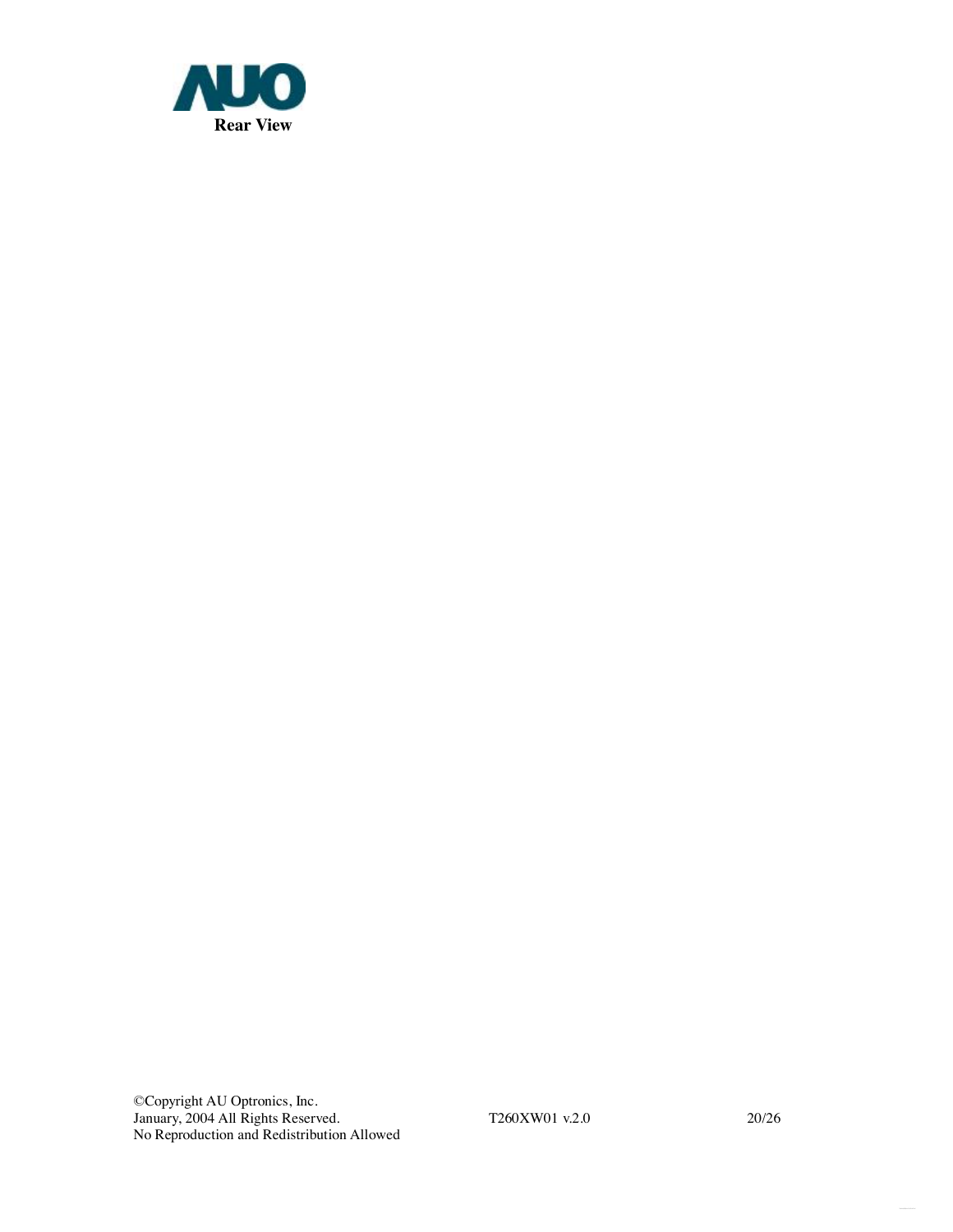**Rear View**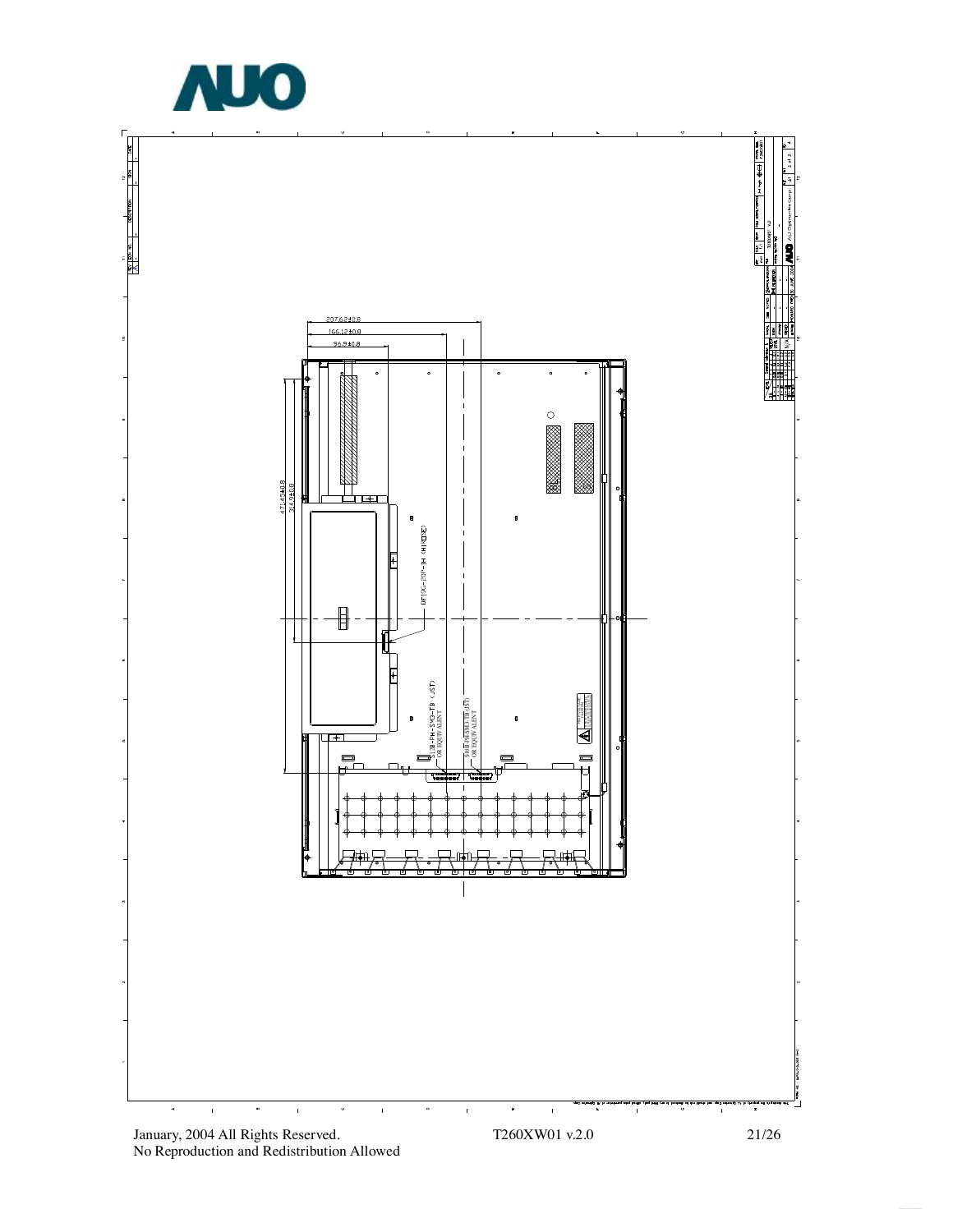207.62±0.8

166.12±0.8

96.9±0.8

471.4±0.8

314.9±0.8

DF19G-20P-1H (HIROSE)

S12B-PH-SM3-TB (JST) OR EQUIVALENT

S10B-PH-SM3-TB (JST) OR EQUIVALENT

AU Optronics Corp.

T260XW01 V.2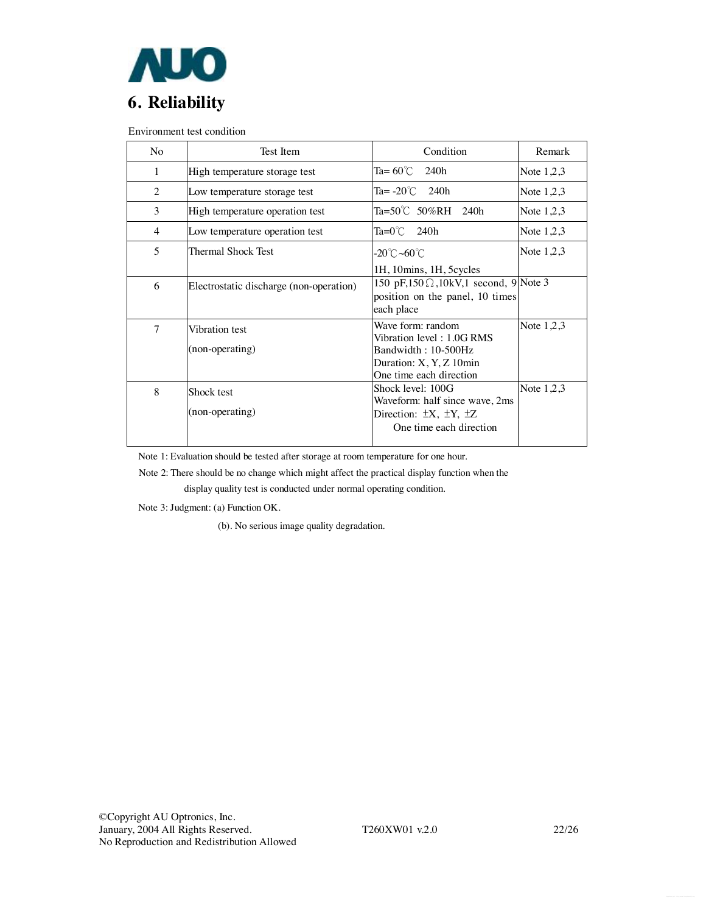## 6. Reliability

Environment test condition

| No | Test Item | Condition | Remark |
|---|---|---|---|
| 1 | High temperature storage test | Ta= 60℃ 240h | Note 1,2,3 |
| 2 | Low temperature storage test | Ta= -20℃ 240h | Note 1,2,3 |
| 3 | High temperature operation test | Ta=50℃ 50%RH 240h | Note 1,2,3 |
| 4 | Low temperature operation test | Ta=0℃ 240h | Note 1,2,3 |
| 5 | Thermal Shock Test | -20℃~60℃<br>1H, 10mins, 1H, 5cycles | Note 1,2,3 |
| 6 | Electrostatic discharge (non-operation) | 150 pF,150Ω,10kV,1 second, 9 position on the panel, 10 times each place | Note 3 |
| 7 | Vibration test<br>(non-operating) | Wave form: random<br>Vibration level : 1.0G RMS<br>Bandwidth : 10-500Hz<br>Duration: X, Y, Z 10min<br>One time each direction | Note 1,2,3 |
| 8 | Shock test<br>(non-operating) | Shock level: 100G<br>Waveform: half since wave, 2ms<br>Direction: ±X, ±Y, ±Z<br>One time each direction | Note 1,2,3 |

Note 1: Evaluation should be tested after storage at room temperature for one hour.

Note 2: There should be no change which might affect the practical display function when the display quality test is conducted under normal operating condition.

Note 3: Judgment: (a) Function OK.

(b). No serious image quality degradation.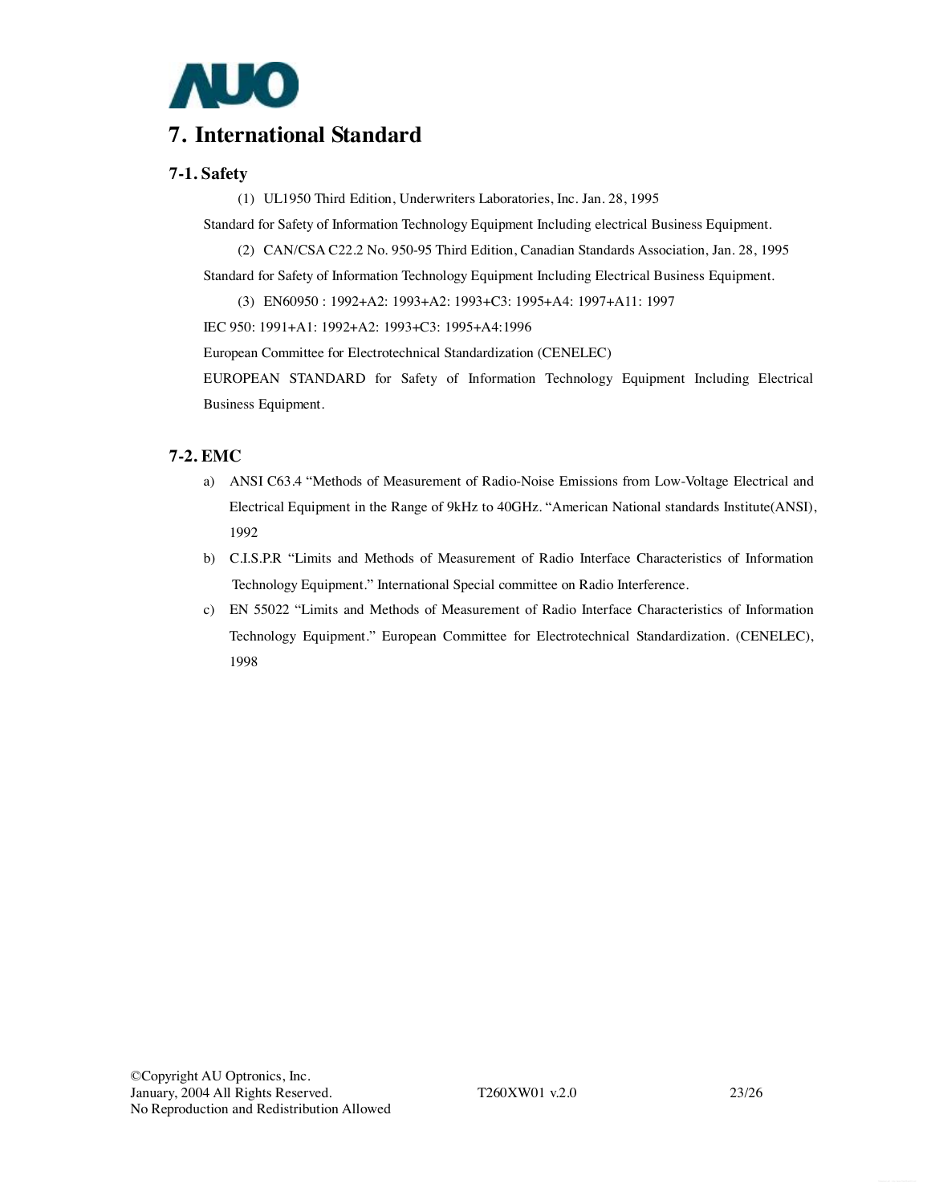# 7. International Standard

## 7-1. Safety

(1) UL1950 Third Edition, Underwriters Laboratories, Inc. Jan. 28, 1995

Standard for Safety of Information Technology Equipment Including electrical Business Equipment.

(2) CAN/CSA C22.2 No. 950-95 Third Edition, Canadian Standards Association, Jan. 28, 1995

Standard for Safety of Information Technology Equipment Including Electrical Business Equipment.

(3) EN60950 : 1992+A2: 1993+A2: 1993+C3: 1995+A4: 1997+A11: 1997

IEC 950: 1991+A1: 1992+A2: 1993+C3: 1995+A4:1996

European Committee for Electrotechnical Standardization (CENELEC)

EUROPEAN STANDARD for Safety of Information Technology Equipment Including Electrical Business Equipment.

## 7-2. EMC

a) ANSI C63.4 "Methods of Measurement of Radio-Noise Emissions from Low-Voltage Electrical and Electrical Equipment in the Range of 9kHz to 40GHz. "American National standards Institute(ANSI), 1992

b) C.I.S.P.R "Limits and Methods of Measurement of Radio Interface Characteristics of Information Technology Equipment." International Special committee on Radio Interference.

c) EN 55022 "Limits and Methods of Measurement of Radio Interface Characteristics of Information Technology Equipment." European Committee for Electrotechnical Standardization. (CENELEC), 1998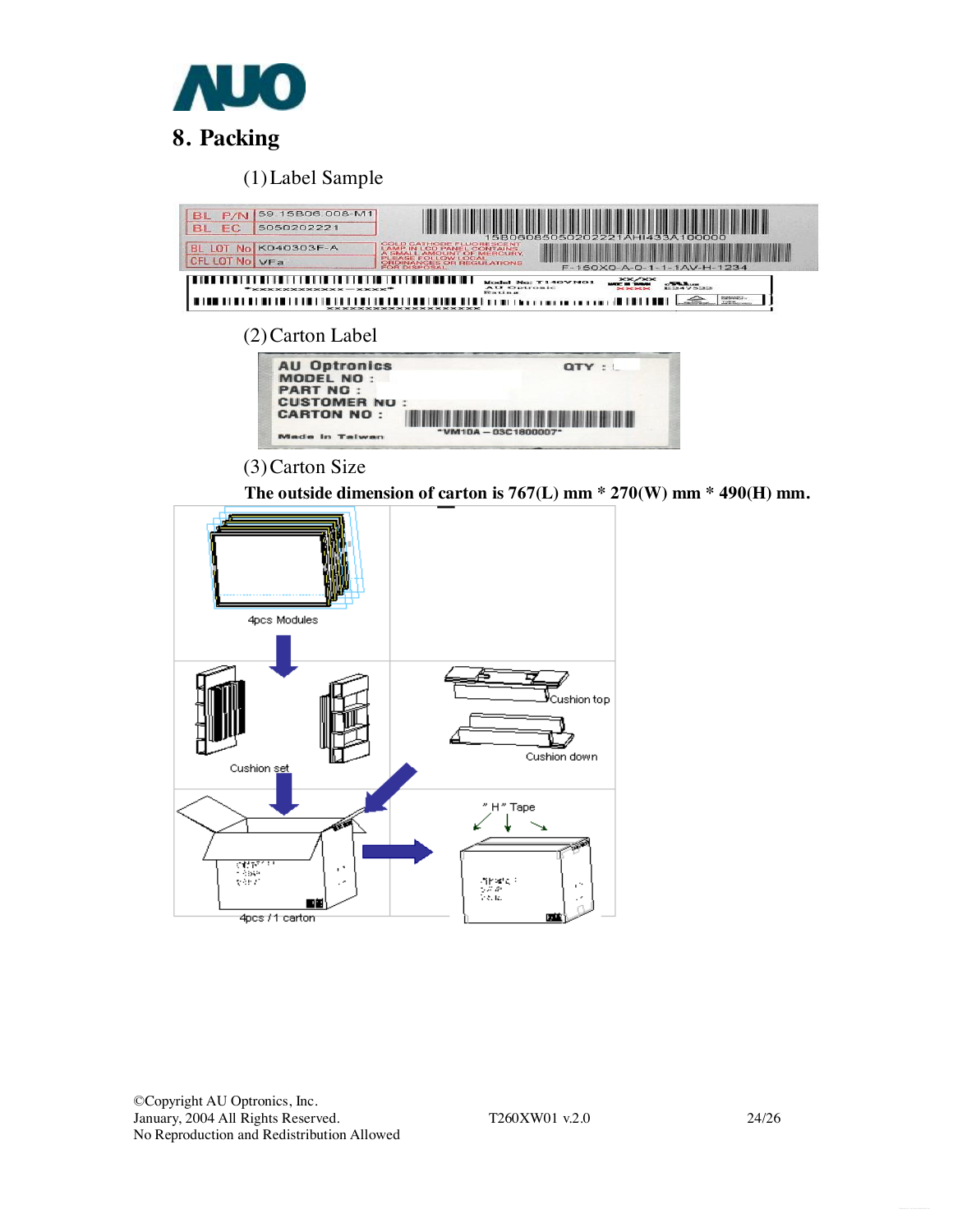## 8. Packing

(1) Label Sample

(2) Carton Label

(3) Carton Size

**The outside dimension of carton is 767(L) mm * 270(W) mm * 490(H) mm.**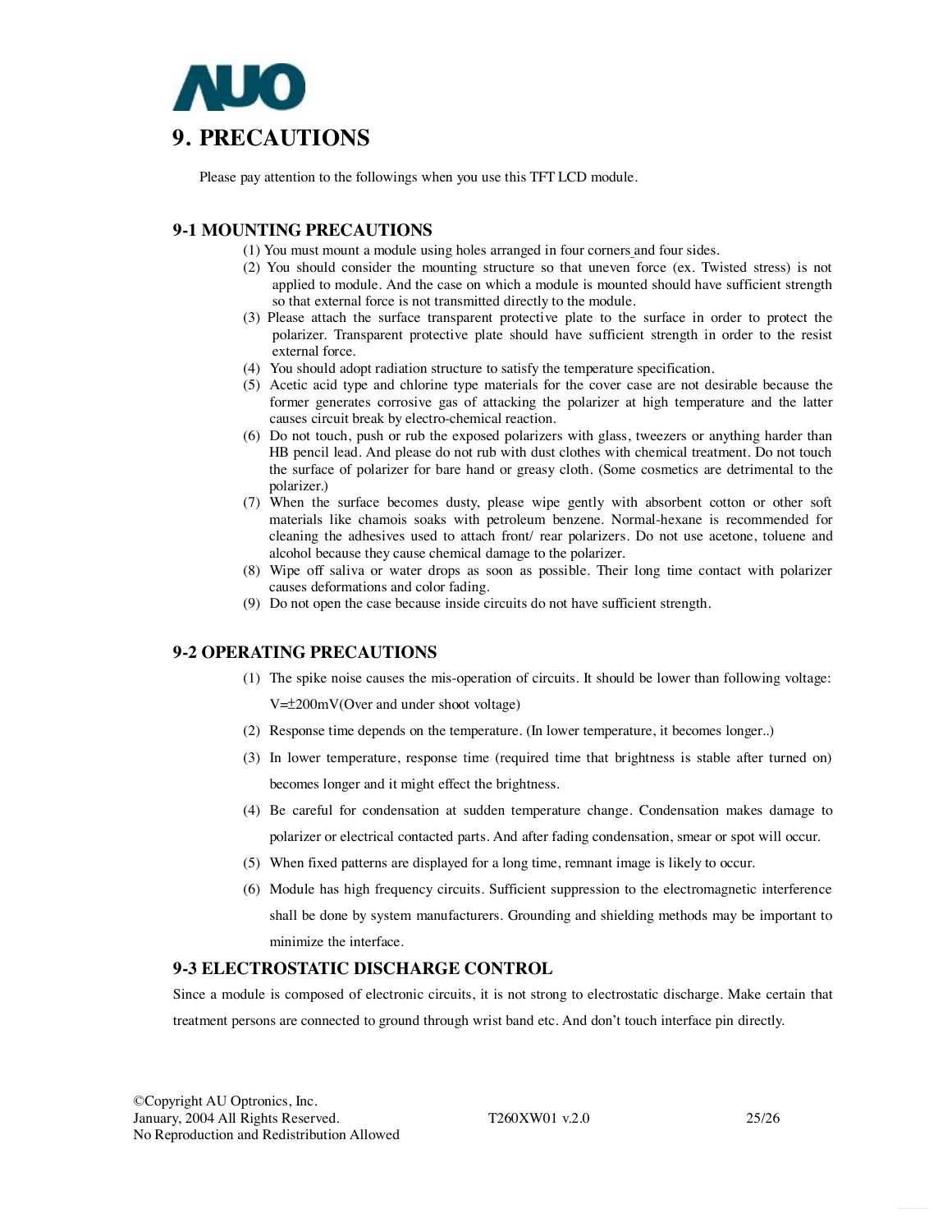# 9. PRECAUTIONS

Please pay attention to the followings when you use this TFT LCD module.

## 9-1 MOUNTING PRECAUTIONS

(1) You must mount a module using holes arranged in four corners and four sides.
(2) You should consider the mounting structure so that uneven force (ex. Twisted stress) is not applied to module. And the case on which a module is mounted should have sufficient strength so that external force is not transmitted directly to the module.
(3) Please attach the surface transparent protective plate to the surface in order to protect the polarizer. Transparent protective plate should have sufficient strength in order to the resist external force.
(4) You should adopt radiation structure to satisfy the temperature specification.
(5) Acetic acid type and chlorine type materials for the cover case are not desirable because the former generates corrosive gas of attacking the polarizer at high temperature and the latter causes circuit break by electro-chemical reaction.
(6) Do not touch, push or rub the exposed polarizers with glass, tweezers or anything harder than HB pencil lead. And please do not rub with dust clothes with chemical treatment. Do not touch the surface of polarizer for bare hand or greasy cloth. (Some cosmetics are detrimental to the polarizer.)
(7) When the surface becomes dusty, please wipe gently with absorbent cotton or other soft materials like chamois soaks with petroleum benzene. Normal-hexane is recommended for cleaning the adhesives used to attach front/ rear polarizers. Do not use acetone, toluene and alcohol because they cause chemical damage to the polarizer.
(8) Wipe off saliva or water drops as soon as possible. Their long time contact with polarizer causes deformations and color fading.
(9) Do not open the case because inside circuits do not have sufficient strength.

## 9-2 OPERATING PRECAUTIONS

(1) The spike noise causes the mis-operation of circuits. It should be lower than following voltage: V=±200mV(Over and under shoot voltage)
(2) Response time depends on the temperature. (In lower temperature, it becomes longer..)
(3) In lower temperature, response time (required time that brightness is stable after turned on) becomes longer and it might effect the brightness.
(4) Be careful for condensation at sudden temperature change. Condensation makes damage to polarizer or electrical contacted parts. And after fading condensation, smear or spot will occur.
(5) When fixed patterns are displayed for a long time, remnant image is likely to occur.
(6) Module has high frequency circuits. Sufficient suppression to the electromagnetic interference shall be done by system manufacturers. Grounding and shielding methods may be important to minimize the interface.

## 9-3 ELECTROSTATIC DISCHARGE CONTROL

Since a module is composed of electronic circuits, it is not strong to electrostatic discharge. Make certain that treatment persons are connected to ground through wrist band etc. And don't touch interface pin directly.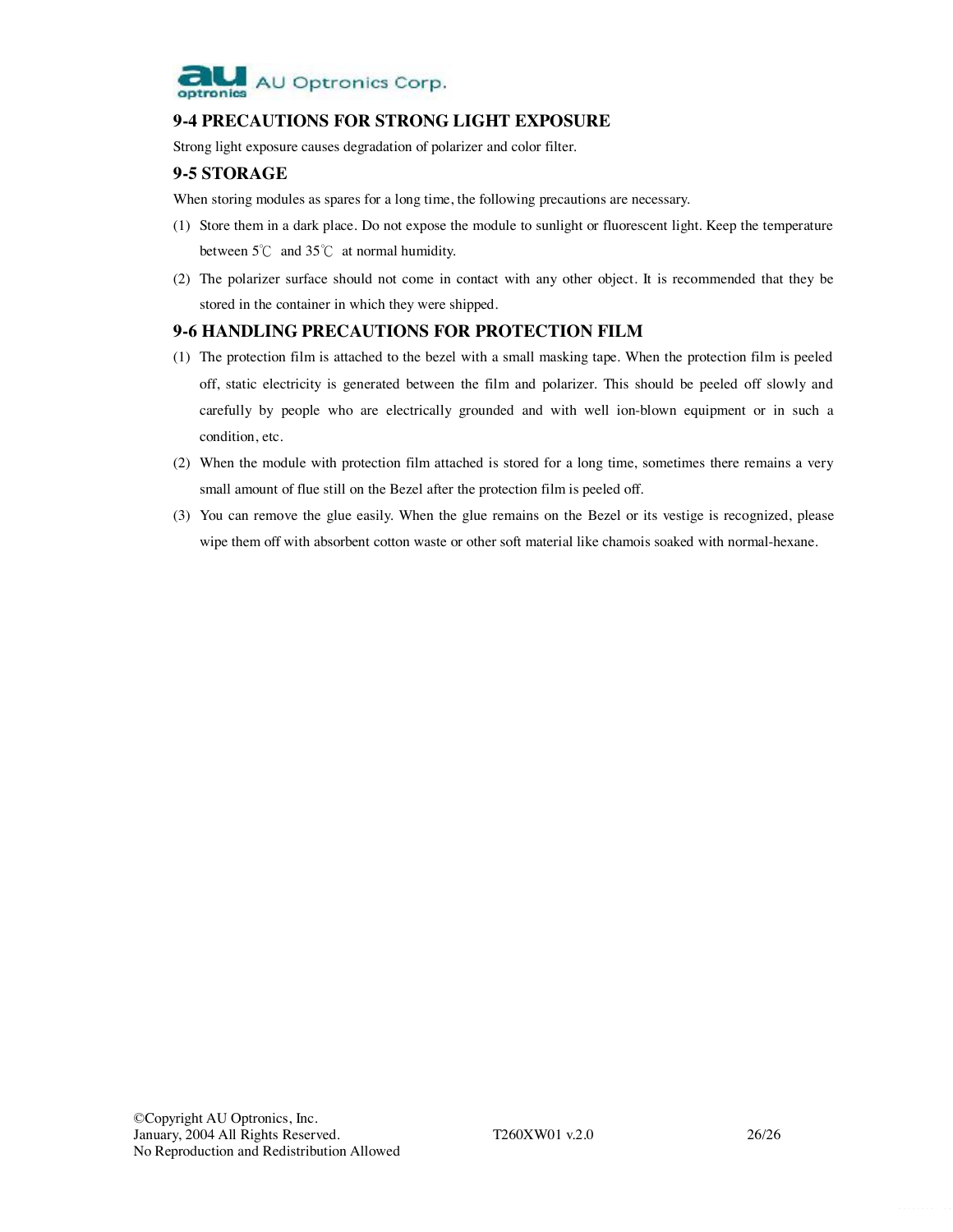## 9-4 PRECAUTIONS FOR STRONG LIGHT EXPOSURE

Strong light exposure causes degradation of polarizer and color filter.

## 9-5 STORAGE

When storing modules as spares for a long time, the following precautions are necessary.

(1) Store them in a dark place. Do not expose the module to sunlight or fluorescent light. Keep the temperature between 5℃ and 35℃ at normal humidity.

(2) The polarizer surface should not come in contact with any other object. It is recommended that they be stored in the container in which they were shipped.

## 9-6 HANDLING PRECAUTIONS FOR PROTECTION FILM

(1) The protection film is attached to the bezel with a small masking tape. When the protection film is peeled off, static electricity is generated between the film and polarizer. This should be peeled off slowly and carefully by people who are electrically grounded and with well ion-blown equipment or in such a condition, etc.

(2) When the module with protection film attached is stored for a long time, sometimes there remains a very small amount of flue still on the Bezel after the protection film is peeled off.

(3) You can remove the glue easily. When the glue remains on the Bezel or its vestige is recognized, please wipe them off with absorbent cotton waste or other soft material like chamois soaked with normal-hexane.